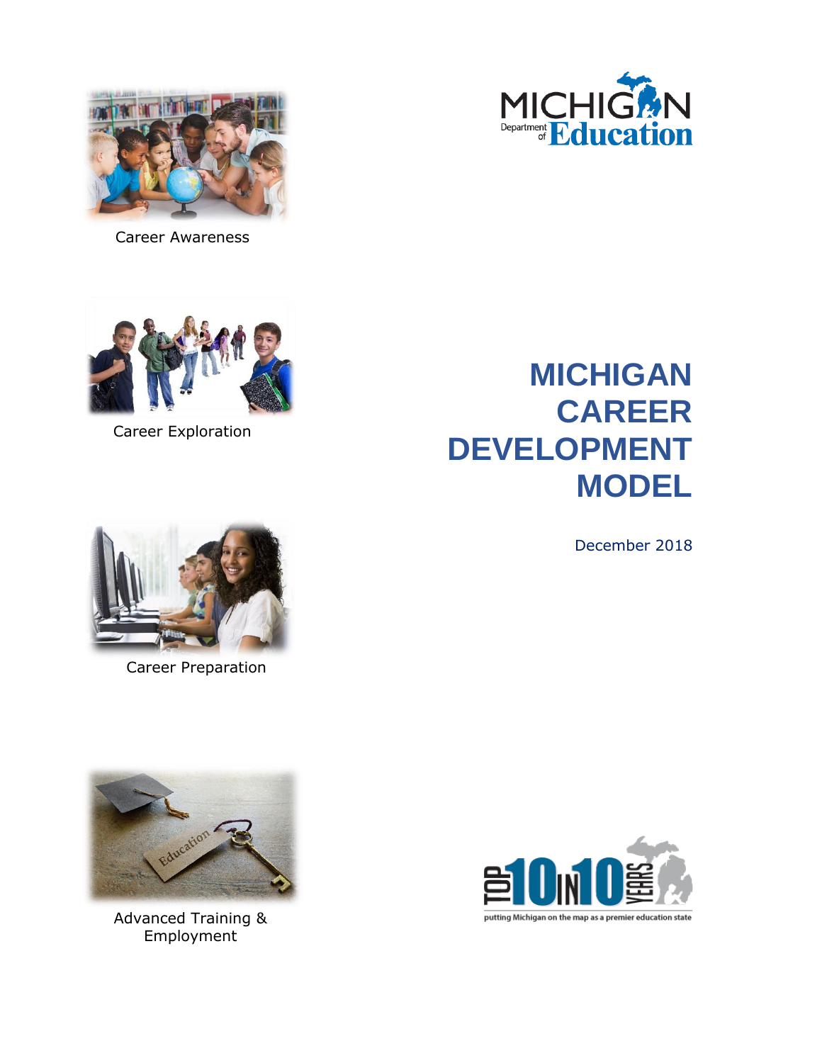Career Awareness

MICHIGAN Department of Education

Career Exploration

# MICHIGAN CAREER DEVELOPMENT MODEL

December 2018

Career Preparation

Advanced Training & Employment

TOP 10 IN 10 YEARS

putting Michigan on the map as a premier education state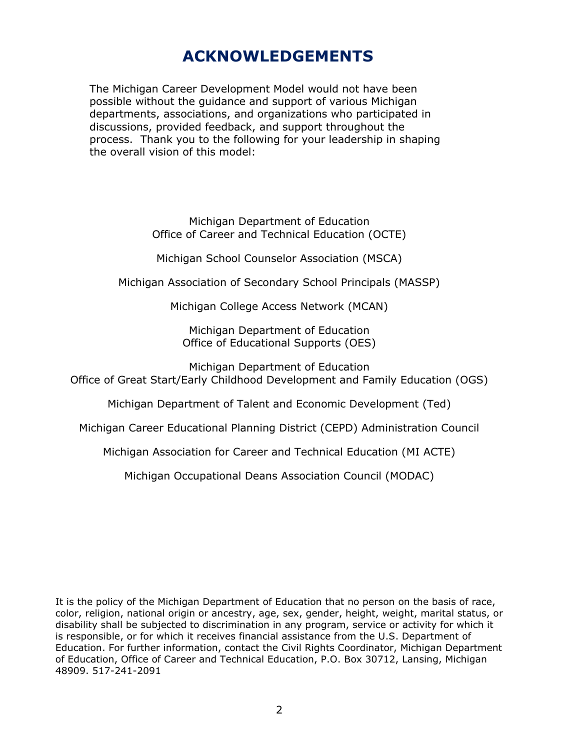# ACKNOWLEDGEMENTS

The Michigan Career Development Model would not have been possible without the guidance and support of various Michigan departments, associations, and organizations who participated in discussions, provided feedback, and support throughout the process. Thank you to the following for your leadership in shaping the overall vision of this model:

Michigan Department of Education
Office of Career and Technical Education (OCTE)

Michigan School Counselor Association (MSCA)

Michigan Association of Secondary School Principals (MASSP)

Michigan College Access Network (MCAN)

Michigan Department of Education
Office of Educational Supports (OES)

Michigan Department of Education
Office of Great Start/Early Childhood Development and Family Education (OGS)

Michigan Department of Talent and Economic Development (Ted)

Michigan Career Educational Planning District (CEPD) Administration Council

Michigan Association for Career and Technical Education (MI ACTE)

Michigan Occupational Deans Association Council (MODAC)

It is the policy of the Michigan Department of Education that no person on the basis of race, color, religion, national origin or ancestry, age, sex, gender, height, weight, marital status, or disability shall be subjected to discrimination in any program, service or activity for which it is responsible, or for which it receives financial assistance from the U.S. Department of Education. For further information, contact the Civil Rights Coordinator, Michigan Department of Education, Office of Career and Technical Education, P.O. Box 30712, Lansing, Michigan 48909. 517-241-2091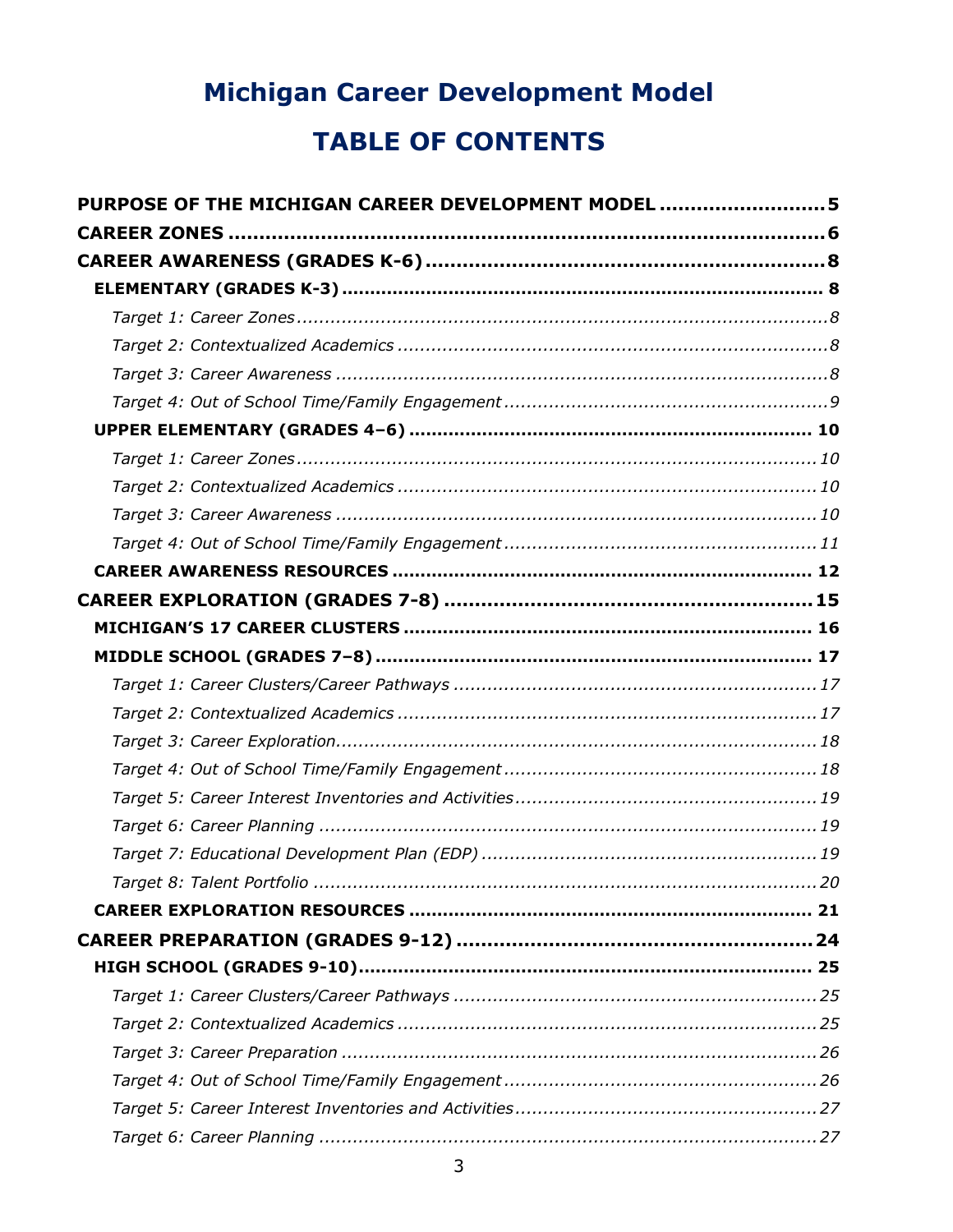# Michigan Career Development Model

# TABLE OF CONTENTS

**PURPOSE OF THE MICHIGAN CAREER DEVELOPMENT MODEL** .......................... 5

**CAREER ZONES** .......................... 6

**CAREER AWARENESS (GRADES K-6)** .......................... 8

- **ELEMENTARY (GRADES K-3)** .......................... 8
  - *Target 1: Career Zones* .......................... 8
  - *Target 2: Contextualized Academics* .......................... 8
  - *Target 3: Career Awareness* .......................... 8
  - *Target 4: Out of School Time/Family Engagement* .......................... 9
- **UPPER ELEMENTARY (GRADES 4–6)** .......................... 10
  - *Target 1: Career Zones* .......................... 10
  - *Target 2: Contextualized Academics* .......................... 10
  - *Target 3: Career Awareness* .......................... 10
  - *Target 4: Out of School Time/Family Engagement* .......................... 11
- **CAREER AWARENESS RESOURCES** .......................... 12

**CAREER EXPLORATION (GRADES 7-8)** .......................... 15

- **MICHIGAN'S 17 CAREER CLUSTERS** .......................... 16
- **MIDDLE SCHOOL (GRADES 7–8)** .......................... 17
  - *Target 1: Career Clusters/Career Pathways* .......................... 17
  - *Target 2: Contextualized Academics* .......................... 17
  - *Target 3: Career Exploration* .......................... 18
  - *Target 4: Out of School Time/Family Engagement* .......................... 18
  - *Target 5: Career Interest Inventories and Activities* .......................... 19
  - *Target 6: Career Planning* .......................... 19
  - *Target 7: Educational Development Plan (EDP)* .......................... 19
  - *Target 8: Talent Portfolio* .......................... 20
- **CAREER EXPLORATION RESOURCES** .......................... 21

**CAREER PREPARATION (GRADES 9-12)** .......................... 24

- **HIGH SCHOOL (GRADES 9-10)** .......................... 25
  - *Target 1: Career Clusters/Career Pathways* .......................... 25
  - *Target 2: Contextualized Academics* .......................... 25
  - *Target 3: Career Preparation* .......................... 26
  - *Target 4: Out of School Time/Family Engagement* .......................... 26
  - *Target 5: Career Interest Inventories and Activities* .......................... 27
  - *Target 6: Career Planning* .......................... 27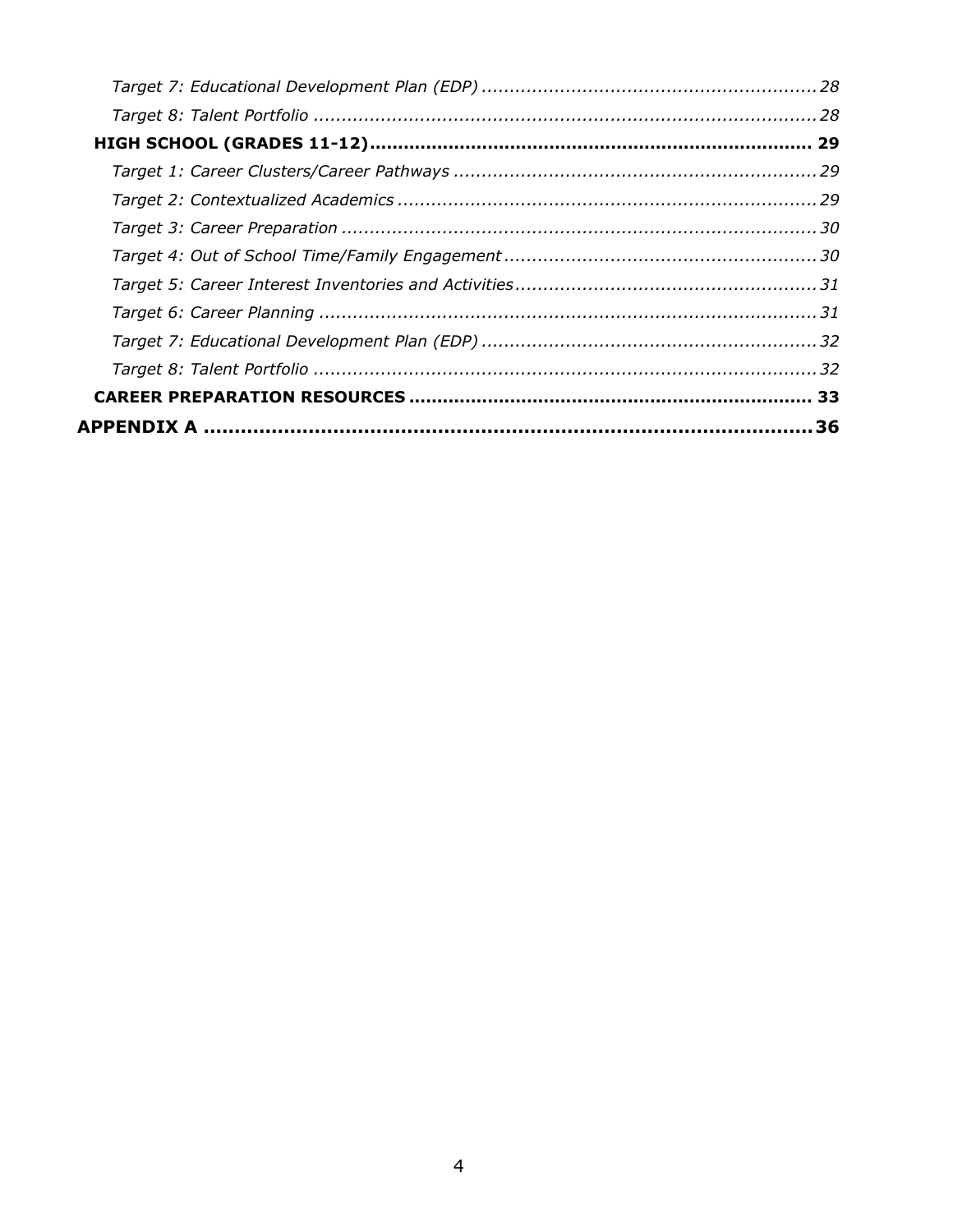*Target 7: Educational Development Plan (EDP)* ........................................................... 28

*Target 8: Talent Portfolio* ......................................................................................... 28

**HIGH SCHOOL (GRADES 11-12)**............................................................................ **29**

*Target 1: Career Clusters/Career Pathways* ................................................................ 29

*Target 2: Contextualized Academics* .......................................................................... 29

*Target 3: Career Preparation* .................................................................................... 30

*Target 4: Out of School Time/Family Engagement* ........................................................ 30

*Target 5: Career Interest Inventories and Activities* ...................................................... 31

*Target 6: Career Planning* ....................................................................................... 31

*Target 7: Educational Development Plan (EDP)* ........................................................... 32

*Target 8: Talent Portfolio* ......................................................................................... 32

**CAREER PREPARATION RESOURCES** ..................................................................... **33**

**APPENDIX A** ........................................................................................... **36**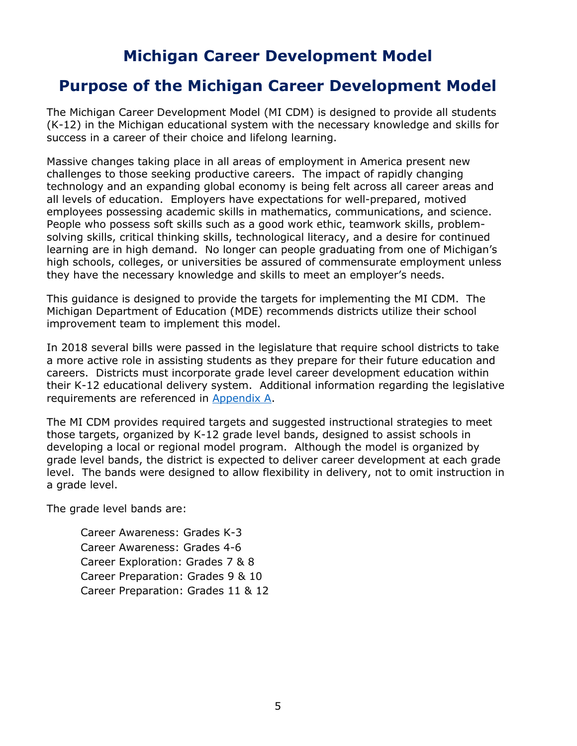# Michigan Career Development Model

## Purpose of the Michigan Career Development Model

The Michigan Career Development Model (MI CDM) is designed to provide all students (K-12) in the Michigan educational system with the necessary knowledge and skills for success in a career of their choice and lifelong learning.

Massive changes taking place in all areas of employment in America present new challenges to those seeking productive careers. The impact of rapidly changing technology and an expanding global economy is being felt across all career areas and all levels of education. Employers have expectations for well-prepared, motived employees possessing academic skills in mathematics, communications, and science. People who possess soft skills such as a good work ethic, teamwork skills, problem-solving skills, critical thinking skills, technological literacy, and a desire for continued learning are in high demand. No longer can people graduating from one of Michigan's high schools, colleges, or universities be assured of commensurate employment unless they have the necessary knowledge and skills to meet an employer's needs.

This guidance is designed to provide the targets for implementing the MI CDM. The Michigan Department of Education (MDE) recommends districts utilize their school improvement team to implement this model.

In 2018 several bills were passed in the legislature that require school districts to take a more active role in assisting students as they prepare for their future education and careers. Districts must incorporate grade level career development education within their K-12 educational delivery system. Additional information regarding the legislative requirements are referenced in Appendix A.

The MI CDM provides required targets and suggested instructional strategies to meet those targets, organized by K-12 grade level bands, designed to assist schools in developing a local or regional model program. Although the model is organized by grade level bands, the district is expected to deliver career development at each grade level. The bands were designed to allow flexibility in delivery, not to omit instruction in a grade level.

The grade level bands are:

- Career Awareness: Grades K-3
- Career Awareness: Grades 4-6
- Career Exploration: Grades 7 & 8
- Career Preparation: Grades 9 & 10
- Career Preparation: Grades 11 & 12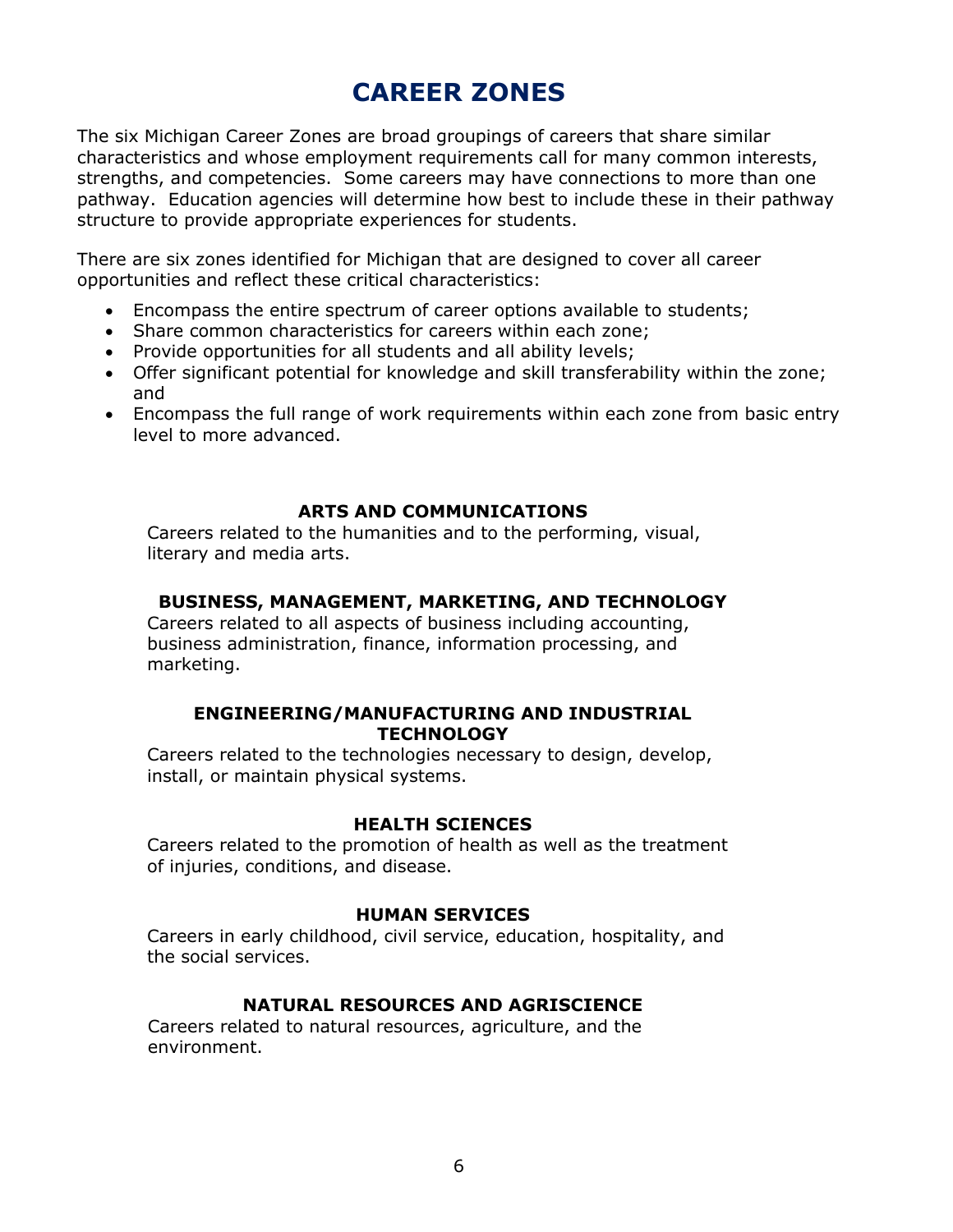# CAREER ZONES

The six Michigan Career Zones are broad groupings of careers that share similar characteristics and whose employment requirements call for many common interests, strengths, and competencies. Some careers may have connections to more than one pathway. Education agencies will determine how best to include these in their pathway structure to provide appropriate experiences for students.

There are six zones identified for Michigan that are designed to cover all career opportunities and reflect these critical characteristics:

- Encompass the entire spectrum of career options available to students;
- Share common characteristics for careers within each zone;
- Provide opportunities for all students and all ability levels;
- Offer significant potential for knowledge and skill transferability within the zone; and
- Encompass the full range of work requirements within each zone from basic entry level to more advanced.

### ARTS AND COMMUNICATIONS

Careers related to the humanities and to the performing, visual, literary and media arts.

### BUSINESS, MANAGEMENT, MARKETING, AND TECHNOLOGY

Careers related to all aspects of business including accounting, business administration, finance, information processing, and marketing.

### ENGINEERING/MANUFACTURING AND INDUSTRIAL TECHNOLOGY

Careers related to the technologies necessary to design, develop, install, or maintain physical systems.

### HEALTH SCIENCES

Careers related to the promotion of health as well as the treatment of injuries, conditions, and disease.

### HUMAN SERVICES

Careers in early childhood, civil service, education, hospitality, and the social services.

### NATURAL RESOURCES AND AGRISCIENCE

Careers related to natural resources, agriculture, and the environment.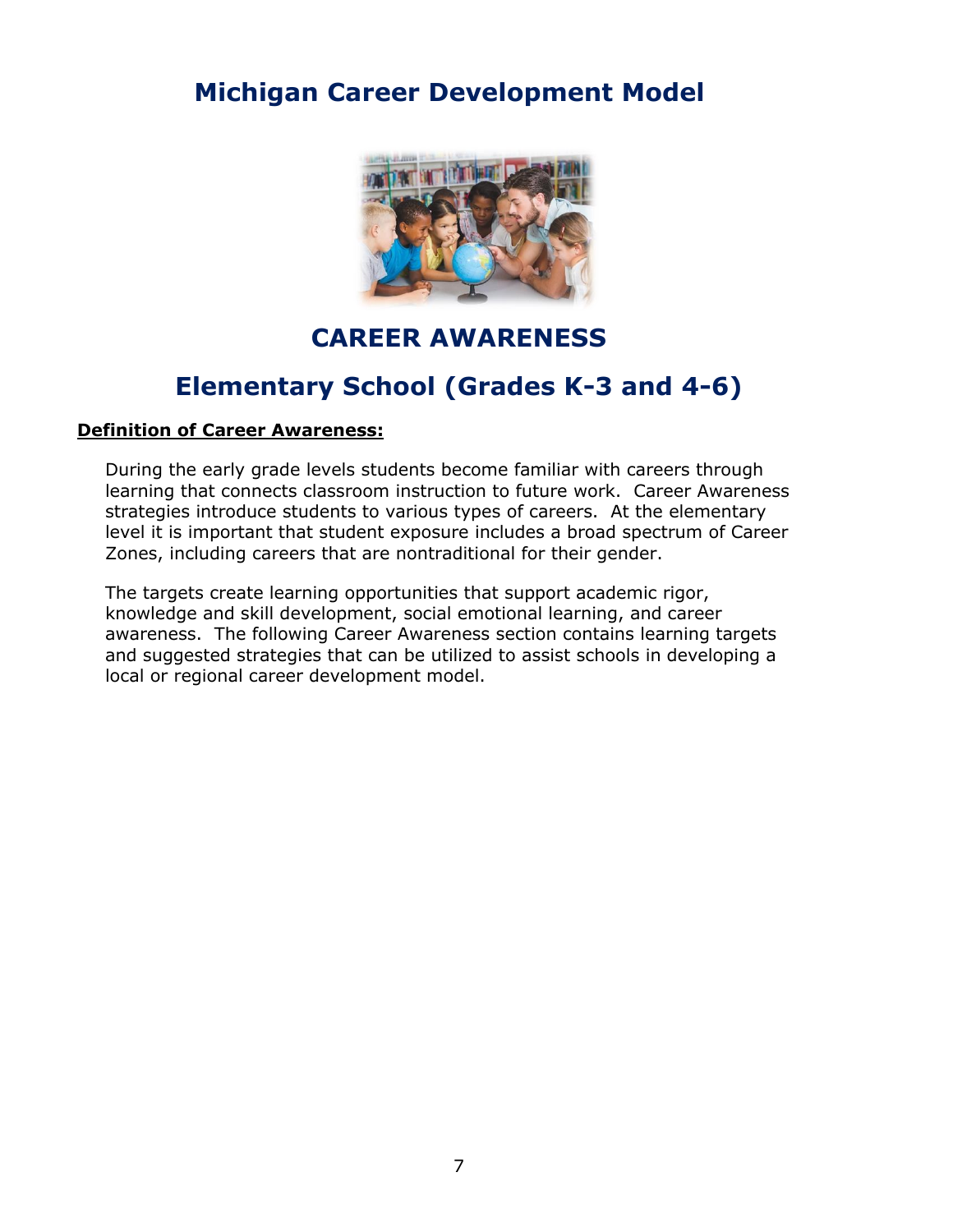# Michigan Career Development Model

## CAREER AWARENESS

## Elementary School (Grades K-3 and 4-6)

**Definition of Career Awareness:**

During the early grade levels students become familiar with careers through learning that connects classroom instruction to future work. Career Awareness strategies introduce students to various types of careers. At the elementary level it is important that student exposure includes a broad spectrum of Career Zones, including careers that are nontraditional for their gender.

The targets create learning opportunities that support academic rigor, knowledge and skill development, social emotional learning, and career awareness. The following Career Awareness section contains learning targets and suggested strategies that can be utilized to assist schools in developing a local or regional career development model.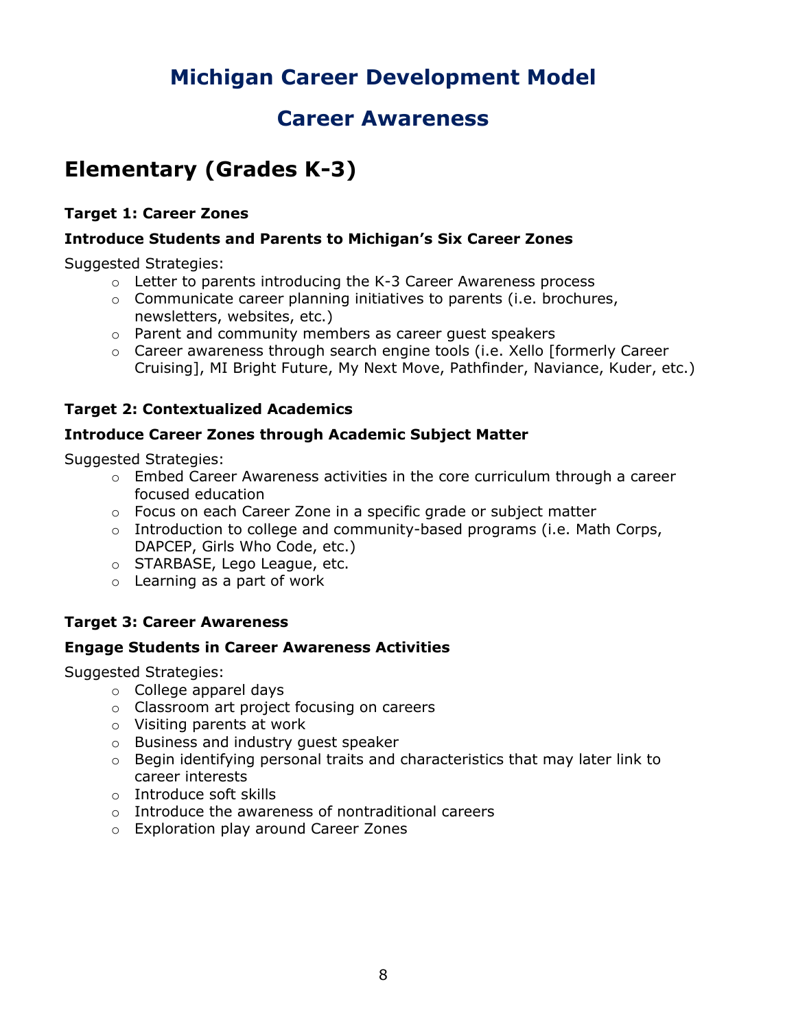# Michigan Career Development Model

## Career Awareness

## Elementary (Grades K-3)

**Target 1: Career Zones**

**Introduce Students and Parents to Michigan's Six Career Zones**

Suggested Strategies:

- Letter to parents introducing the K-3 Career Awareness process
- Communicate career planning initiatives to parents (i.e. brochures, newsletters, websites, etc.)
- Parent and community members as career guest speakers
- Career awareness through search engine tools (i.e. Xello [formerly Career Cruising], MI Bright Future, My Next Move, Pathfinder, Naviance, Kuder, etc.)

**Target 2: Contextualized Academics**

**Introduce Career Zones through Academic Subject Matter**

Suggested Strategies:

- Embed Career Awareness activities in the core curriculum through a career focused education
- Focus on each Career Zone in a specific grade or subject matter
- Introduction to college and community-based programs (i.e. Math Corps, DAPCEP, Girls Who Code, etc.)
- STARBASE, Lego League, etc.
- Learning as a part of work

**Target 3: Career Awareness**

**Engage Students in Career Awareness Activities**

Suggested Strategies:

- College apparel days
- Classroom art project focusing on careers
- Visiting parents at work
- Business and industry guest speaker
- Begin identifying personal traits and characteristics that may later link to career interests
- Introduce soft skills
- Introduce the awareness of nontraditional careers
- Exploration play around Career Zones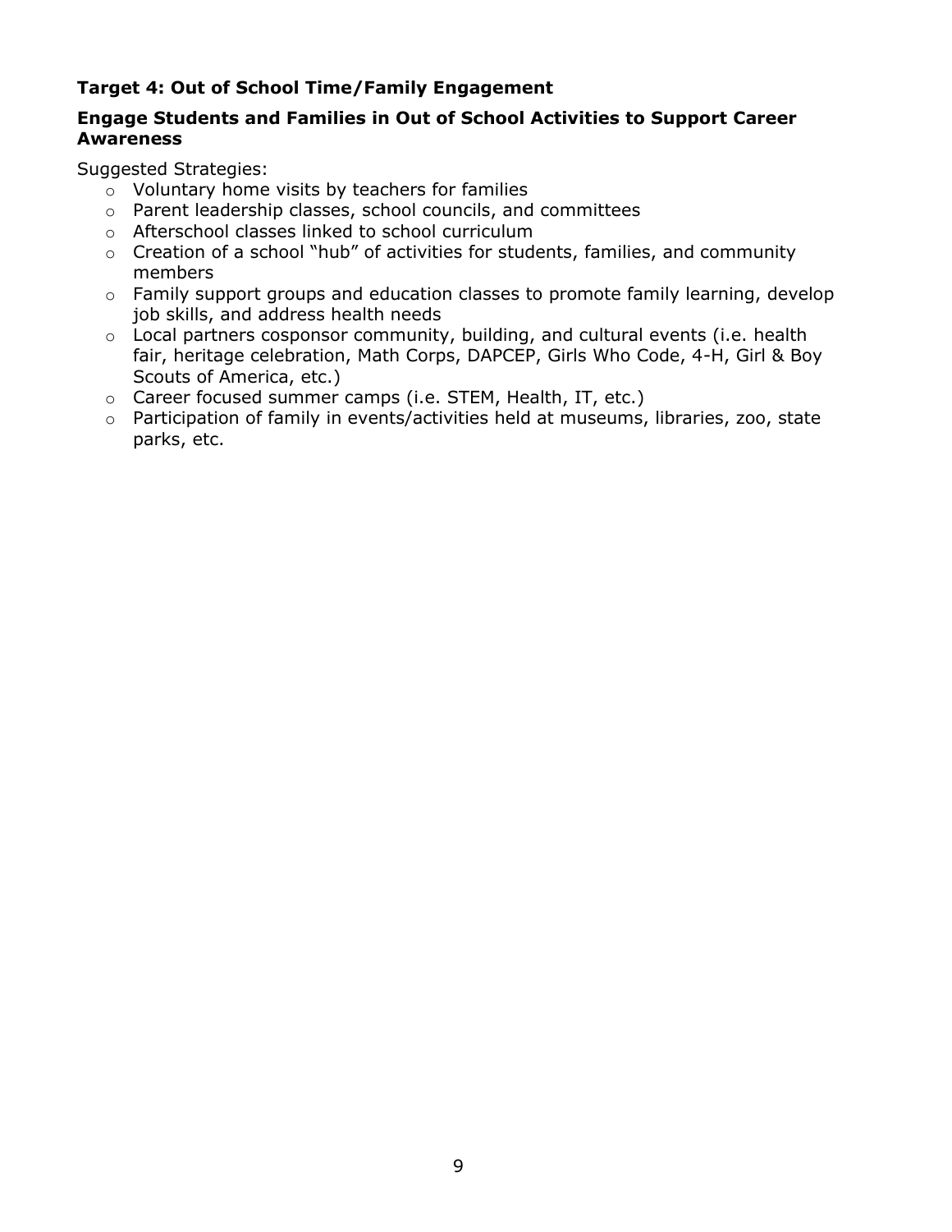### Target 4: Out of School Time/Family Engagement

**Engage Students and Families in Out of School Activities to Support Career Awareness**

Suggested Strategies:

- Voluntary home visits by teachers for families
- Parent leadership classes, school councils, and committees
- Afterschool classes linked to school curriculum
- Creation of a school "hub" of activities for students, families, and community members
- Family support groups and education classes to promote family learning, develop job skills, and address health needs
- Local partners cosponsor community, building, and cultural events (i.e. health fair, heritage celebration, Math Corps, DAPCEP, Girls Who Code, 4-H, Girl & Boy Scouts of America, etc.)
- Career focused summer camps (i.e. STEM, Health, IT, etc.)
- Participation of family in events/activities held at museums, libraries, zoo, state parks, etc.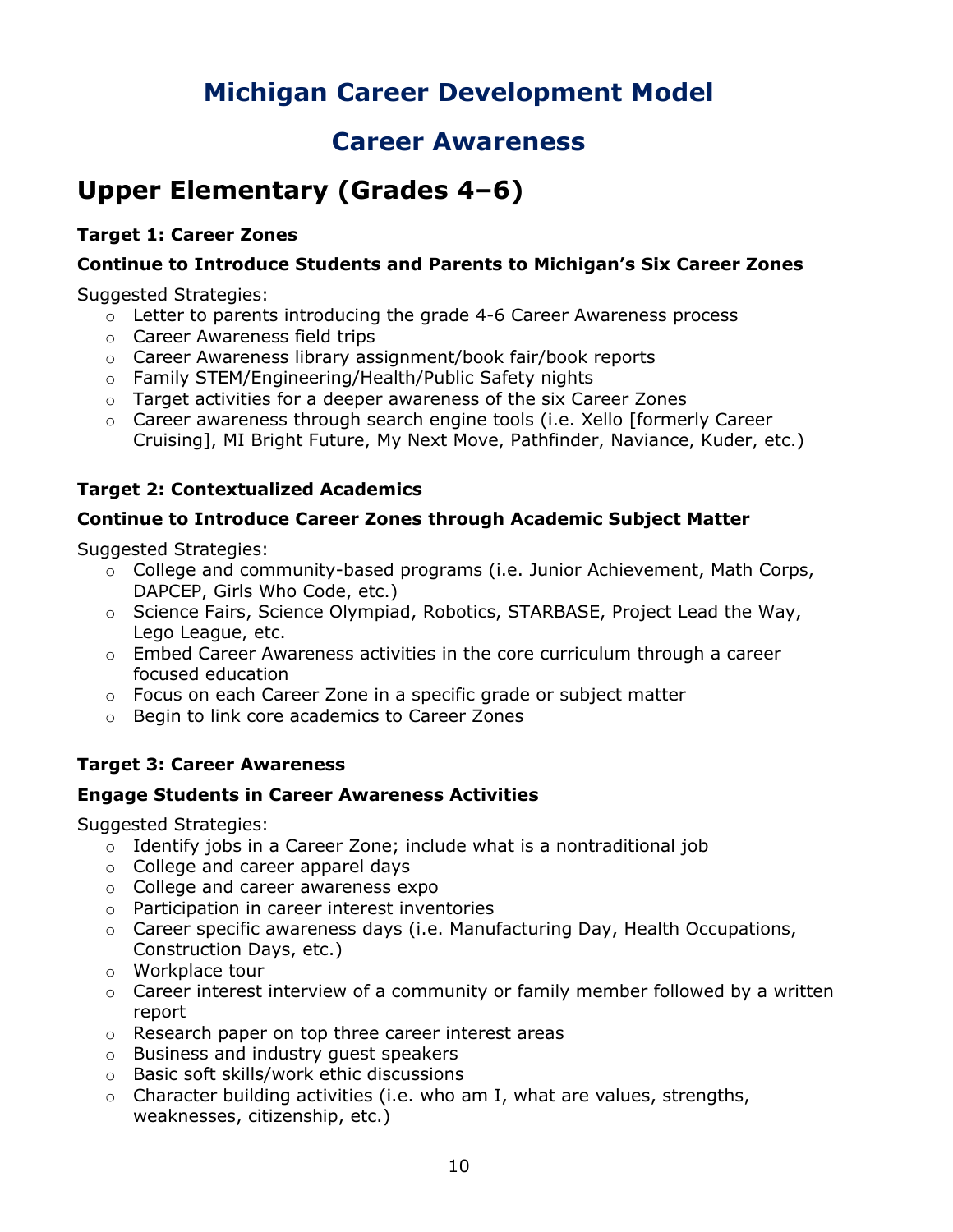# Michigan Career Development Model

## Career Awareness

## Upper Elementary (Grades 4–6)

**Target 1: Career Zones**

**Continue to Introduce Students and Parents to Michigan's Six Career Zones**

Suggested Strategies:

- Letter to parents introducing the grade 4-6 Career Awareness process
- Career Awareness field trips
- Career Awareness library assignment/book fair/book reports
- Family STEM/Engineering/Health/Public Safety nights
- Target activities for a deeper awareness of the six Career Zones
- Career awareness through search engine tools (i.e. Xello [formerly Career Cruising], MI Bright Future, My Next Move, Pathfinder, Naviance, Kuder, etc.)

**Target 2: Contextualized Academics**

**Continue to Introduce Career Zones through Academic Subject Matter**

Suggested Strategies:

- College and community-based programs (i.e. Junior Achievement, Math Corps, DAPCEP, Girls Who Code, etc.)
- Science Fairs, Science Olympiad, Robotics, STARBASE, Project Lead the Way, Lego League, etc.
- Embed Career Awareness activities in the core curriculum through a career focused education
- Focus on each Career Zone in a specific grade or subject matter
- Begin to link core academics to Career Zones

**Target 3: Career Awareness**

**Engage Students in Career Awareness Activities**

Suggested Strategies:

- Identify jobs in a Career Zone; include what is a nontraditional job
- College and career apparel days
- College and career awareness expo
- Participation in career interest inventories
- Career specific awareness days (i.e. Manufacturing Day, Health Occupations, Construction Days, etc.)
- Workplace tour
- Career interest interview of a community or family member followed by a written report
- Research paper on top three career interest areas
- Business and industry guest speakers
- Basic soft skills/work ethic discussions
- Character building activities (i.e. who am I, what are values, strengths, weaknesses, citizenship, etc.)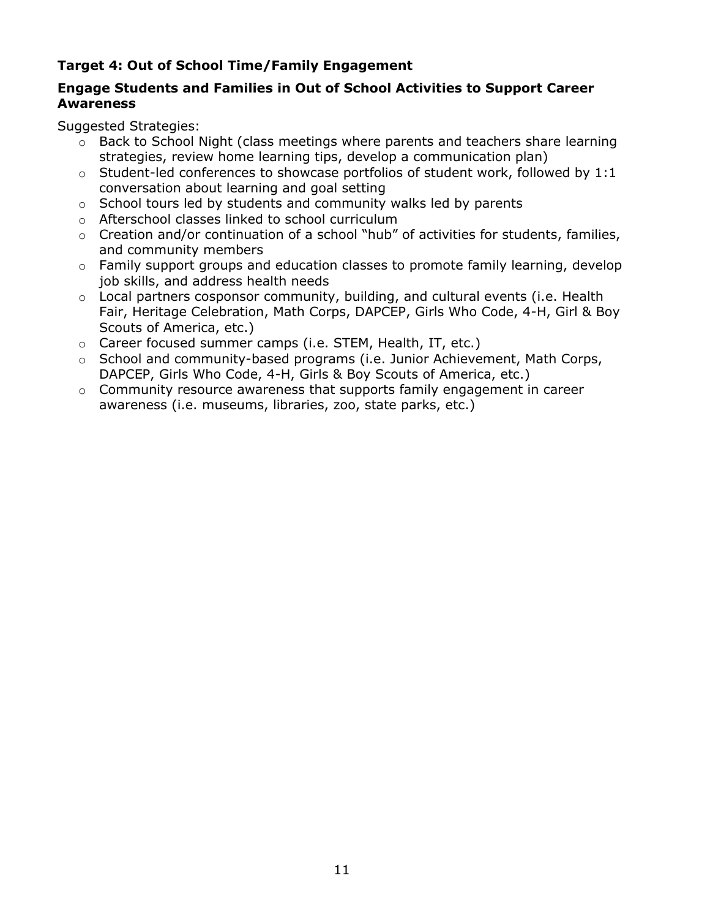### Target 4: Out of School Time/Family Engagement

### Engage Students and Families in Out of School Activities to Support Career Awareness

Suggested Strategies:

- Back to School Night (class meetings where parents and teachers share learning strategies, review home learning tips, develop a communication plan)
- Student-led conferences to showcase portfolios of student work, followed by 1:1 conversation about learning and goal setting
- School tours led by students and community walks led by parents
- Afterschool classes linked to school curriculum
- Creation and/or continuation of a school "hub" of activities for students, families, and community members
- Family support groups and education classes to promote family learning, develop job skills, and address health needs
- Local partners cosponsor community, building, and cultural events (i.e. Health Fair, Heritage Celebration, Math Corps, DAPCEP, Girls Who Code, 4-H, Girl & Boy Scouts of America, etc.)
- Career focused summer camps (i.e. STEM, Health, IT, etc.)
- School and community-based programs (i.e. Junior Achievement, Math Corps, DAPCEP, Girls Who Code, 4-H, Girls & Boy Scouts of America, etc.)
- Community resource awareness that supports family engagement in career awareness (i.e. museums, libraries, zoo, state parks, etc.)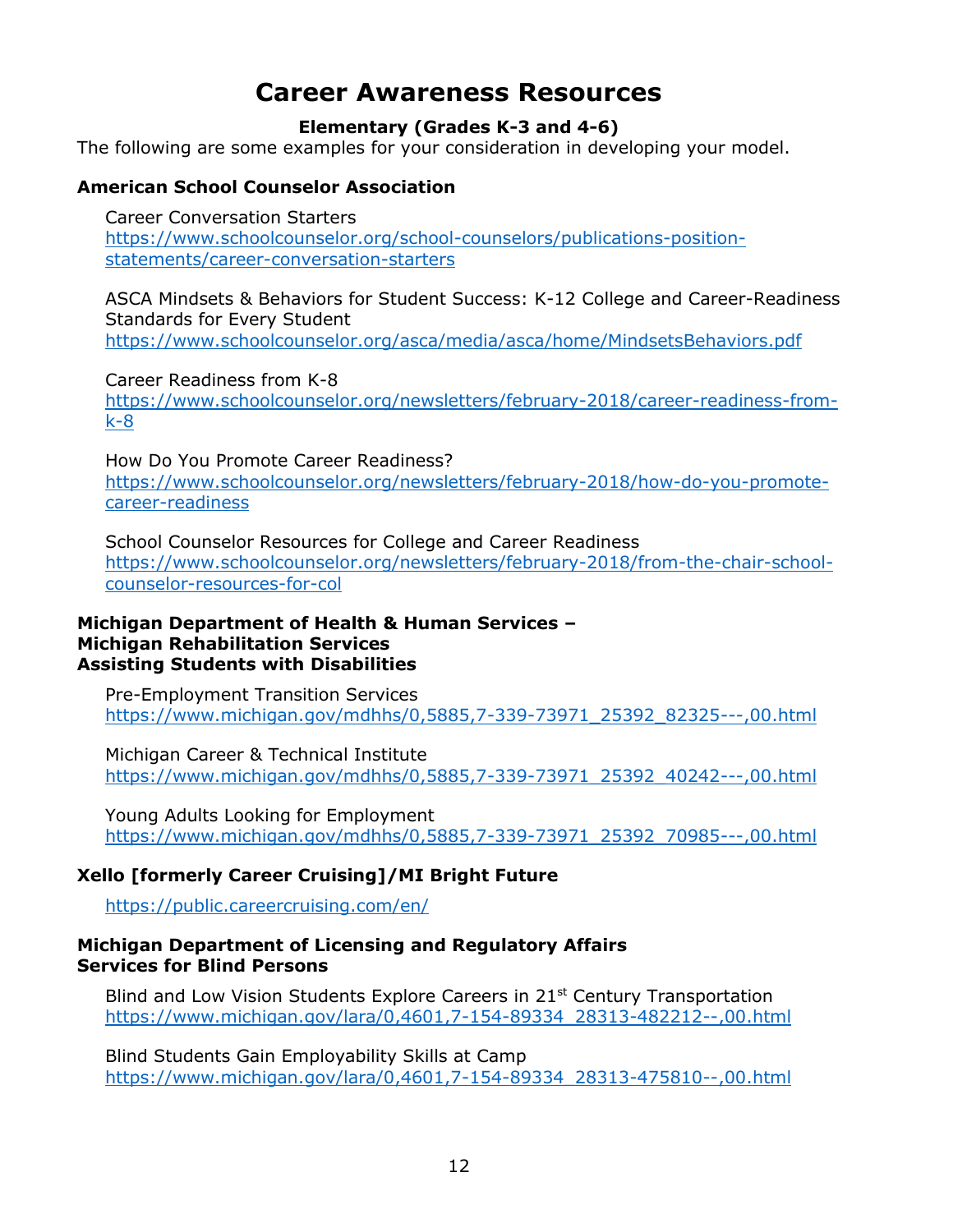# Career Awareness Resources

**Elementary (Grades K-3 and 4-6)**

The following are some examples for your consideration in developing your model.

### American School Counselor Association

Career Conversation Starters
https://www.schoolcounselor.org/school-counselors/publications-position-statements/career-conversation-starters

ASCA Mindsets & Behaviors for Student Success: K-12 College and Career-Readiness Standards for Every Student
https://www.schoolcounselor.org/asca/media/asca/home/MindsetsBehaviors.pdf

Career Readiness from K-8
https://www.schoolcounselor.org/newsletters/february-2018/career-readiness-from-k-8

How Do You Promote Career Readiness?
https://www.schoolcounselor.org/newsletters/february-2018/how-do-you-promote-career-readiness

School Counselor Resources for College and Career Readiness
https://www.schoolcounselor.org/newsletters/february-2018/from-the-chair-school-counselor-resources-for-col

### Michigan Department of Health & Human Services – Michigan Rehabilitation Services Assisting Students with Disabilities

Pre-Employment Transition Services
https://www.michigan.gov/mdhhs/0,5885,7-339-73971_25392_82325---,00.html

Michigan Career & Technical Institute
https://www.michigan.gov/mdhhs/0,5885,7-339-73971_25392_40242---,00.html

Young Adults Looking for Employment
https://www.michigan.gov/mdhhs/0,5885,7-339-73971_25392_70985---,00.html

### Xello [formerly Career Cruising]/MI Bright Future

https://public.careercruising.com/en/

### Michigan Department of Licensing and Regulatory Affairs Services for Blind Persons

Blind and Low Vision Students Explore Careers in 21st Century Transportation
https://www.michigan.gov/lara/0,4601,7-154-89334_28313-482212--,00.html

Blind Students Gain Employability Skills at Camp
https://www.michigan.gov/lara/0,4601,7-154-89334_28313-475810--,00.html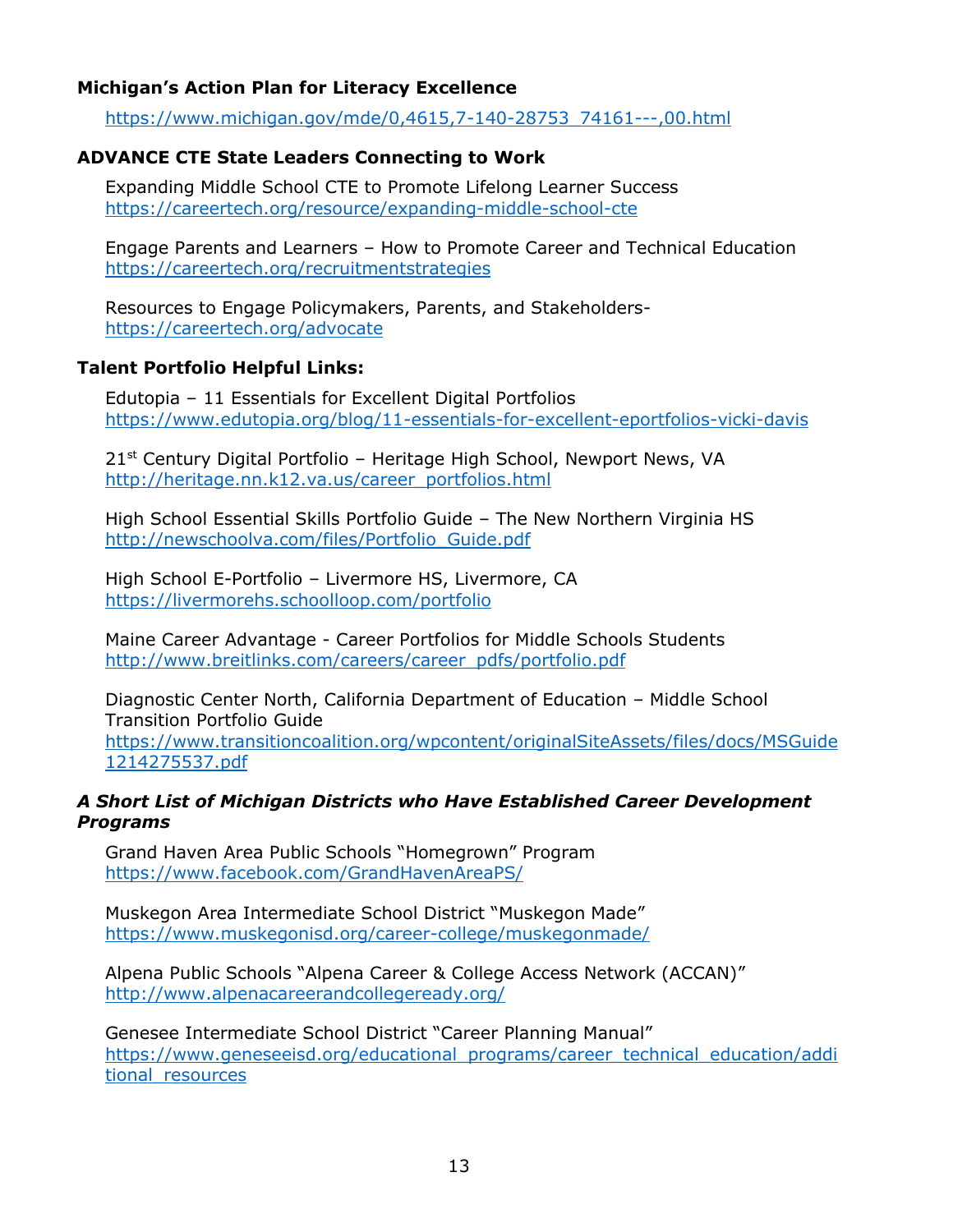**Michigan's Action Plan for Literacy Excellence**

https://www.michigan.gov/mde/0,4615,7-140-28753_74161---,00.html

**ADVANCE CTE State Leaders Connecting to Work**

Expanding Middle School CTE to Promote Lifelong Learner Success
https://careertech.org/resource/expanding-middle-school-cte

Engage Parents and Learners – How to Promote Career and Technical Education
https://careertech.org/recruitmentstrategies

Resources to Engage Policymakers, Parents, and Stakeholders-
https://careertech.org/advocate

**Talent Portfolio Helpful Links:**

Edutopia – 11 Essentials for Excellent Digital Portfolios
https://www.edutopia.org/blog/11-essentials-for-excellent-eportfolios-vicki-davis

21st Century Digital Portfolio – Heritage High School, Newport News, VA
http://heritage.nn.k12.va.us/career_portfolios.html

High School Essential Skills Portfolio Guide – The New Northern Virginia HS
http://newschoolva.com/files/Portfolio_Guide.pdf

High School E-Portfolio – Livermore HS, Livermore, CA
https://livermorehs.schoolloop.com/portfolio

Maine Career Advantage - Career Portfolios for Middle Schools Students
http://www.breitlinks.com/careers/career_pdfs/portfolio.pdf

Diagnostic Center North, California Department of Education – Middle School Transition Portfolio Guide
https://www.transitioncoalition.org/wpcontent/originalSiteAssets/files/docs/MSGuide1214275537.pdf

***A Short List of Michigan Districts who Have Established Career Development Programs***

Grand Haven Area Public Schools "Homegrown" Program
https://www.facebook.com/GrandHavenAreaPS/

Muskegon Area Intermediate School District "Muskegon Made"
https://www.muskegonisd.org/career-college/muskegonmade/

Alpena Public Schools "Alpena Career & College Access Network (ACCAN)"
http://www.alpenacareerandcollegeready.org/

Genesee Intermediate School District "Career Planning Manual"
https://www.geneseeisd.org/educational_programs/career_technical_education/additional_resources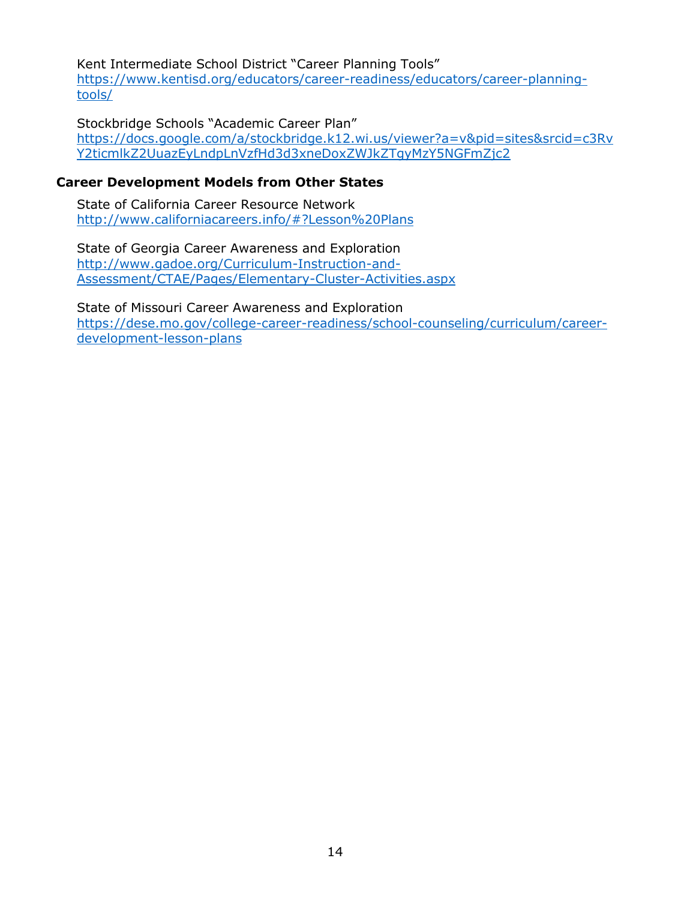Kent Intermediate School District "Career Planning Tools"
https://www.kentisd.org/educators/career-readiness/educators/career-planning-tools/

Stockbridge Schools "Academic Career Plan"
https://docs.google.com/a/stockbridge.k12.wi.us/viewer?a=v&pid=sites&srcid=c3RvY2ticmlkZ2UuazEyLndpLnVzfHd3d3xneDoxZWJkZTgyMzY5NGFmZjc2

### Career Development Models from Other States

State of California Career Resource Network
http://www.californiacareers.info/#?Lesson%20Plans

State of Georgia Career Awareness and Exploration
http://www.gadoe.org/Curriculum-Instruction-and-Assessment/CTAE/Pages/Elementary-Cluster-Activities.aspx

State of Missouri Career Awareness and Exploration
https://dese.mo.gov/college-career-readiness/school-counseling/curriculum/career-development-lesson-plans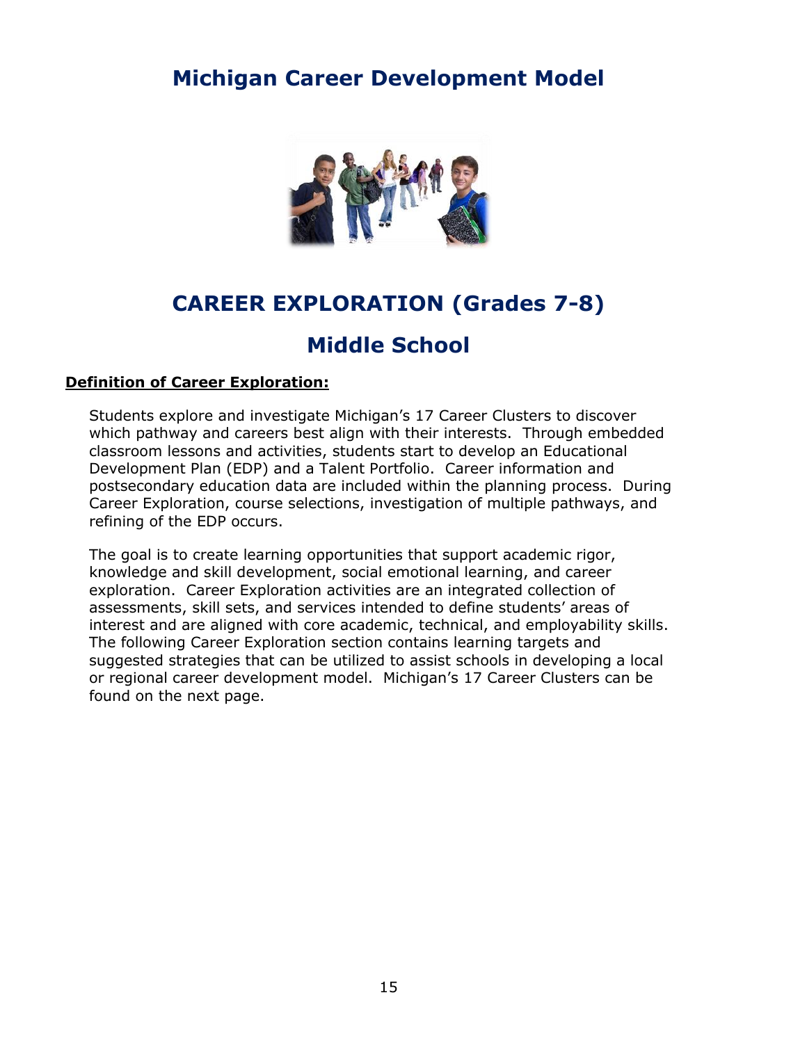# Michigan Career Development Model

## CAREER EXPLORATION (Grades 7-8)

## Middle School

**Definition of Career Exploration:**

Students explore and investigate Michigan's 17 Career Clusters to discover which pathway and careers best align with their interests. Through embedded classroom lessons and activities, students start to develop an Educational Development Plan (EDP) and a Talent Portfolio. Career information and postsecondary education data are included within the planning process. During Career Exploration, course selections, investigation of multiple pathways, and refining of the EDP occurs.

The goal is to create learning opportunities that support academic rigor, knowledge and skill development, social emotional learning, and career exploration. Career Exploration activities are an integrated collection of assessments, skill sets, and services intended to define students' areas of interest and are aligned with core academic, technical, and employability skills. The following Career Exploration section contains learning targets and suggested strategies that can be utilized to assist schools in developing a local or regional career development model. Michigan's 17 Career Clusters can be found on the next page.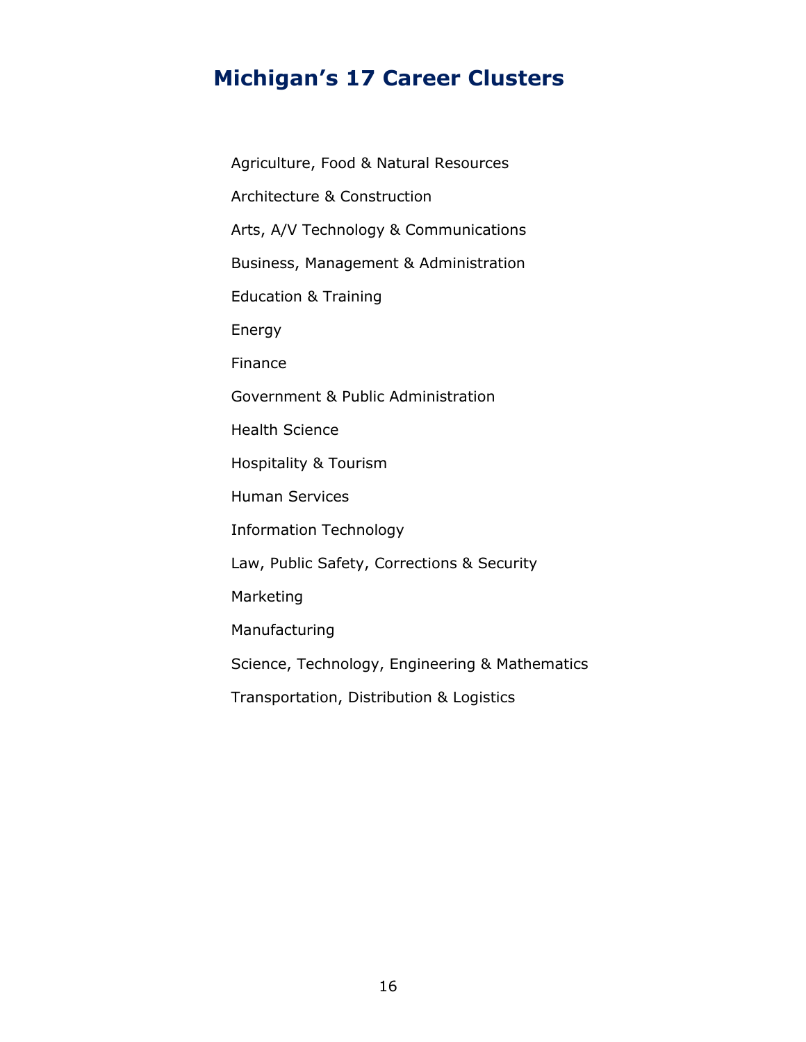# Michigan's 17 Career Clusters

Agriculture, Food & Natural Resources

Architecture & Construction

Arts, A/V Technology & Communications

Business, Management & Administration

Education & Training

Energy

Finance

Government & Public Administration

Health Science

Hospitality & Tourism

Human Services

Information Technology

Law, Public Safety, Corrections & Security

Marketing

Manufacturing

Science, Technology, Engineering & Mathematics

Transportation, Distribution & Logistics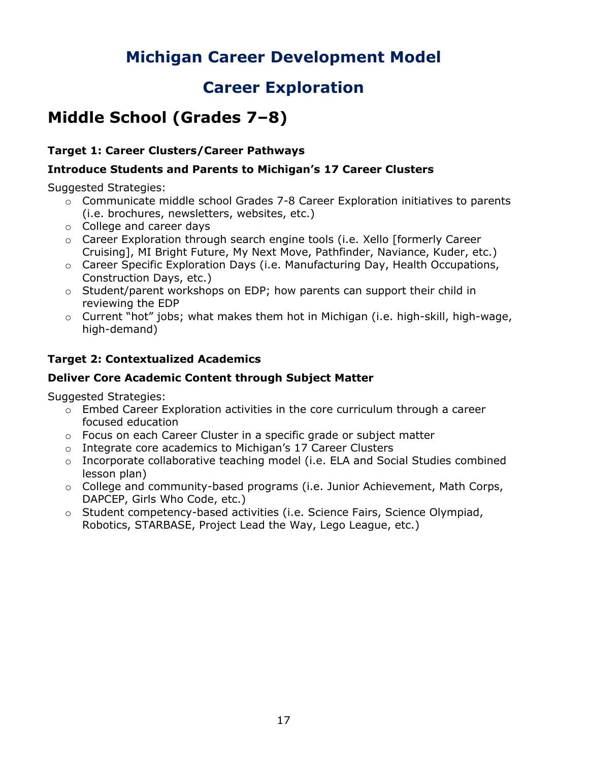# Michigan Career Development Model

## Career Exploration

## Middle School (Grades 7–8)

### Target 1: Career Clusters/Career Pathways

**Introduce Students and Parents to Michigan's 17 Career Clusters**

Suggested Strategies:

- Communicate middle school Grades 7-8 Career Exploration initiatives to parents (i.e. brochures, newsletters, websites, etc.)
- College and career days
- Career Exploration through search engine tools (i.e. Xello [formerly Career Cruising], MI Bright Future, My Next Move, Pathfinder, Naviance, Kuder, etc.)
- Career Specific Exploration Days (i.e. Manufacturing Day, Health Occupations, Construction Days, etc.)
- Student/parent workshops on EDP; how parents can support their child in reviewing the EDP
- Current "hot" jobs; what makes them hot in Michigan (i.e. high-skill, high-wage, high-demand)

### Target 2: Contextualized Academics

**Deliver Core Academic Content through Subject Matter**

Suggested Strategies:

- Embed Career Exploration activities in the core curriculum through a career focused education
- Focus on each Career Cluster in a specific grade or subject matter
- Integrate core academics to Michigan's 17 Career Clusters
- Incorporate collaborative teaching model (i.e. ELA and Social Studies combined lesson plan)
- College and community-based programs (i.e. Junior Achievement, Math Corps, DAPCEP, Girls Who Code, etc.)
- Student competency-based activities (i.e. Science Fairs, Science Olympiad, Robotics, STARBASE, Project Lead the Way, Lego League, etc.)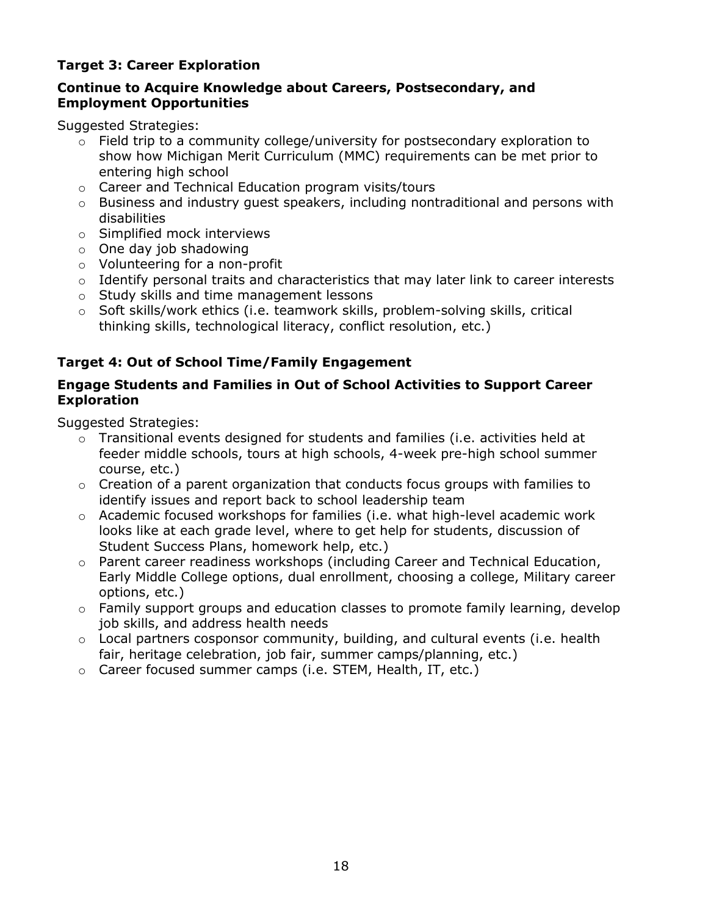**Target 3: Career Exploration**

**Continue to Acquire Knowledge about Careers, Postsecondary, and Employment Opportunities**

Suggested Strategies:

- Field trip to a community college/university for postsecondary exploration to show how Michigan Merit Curriculum (MMC) requirements can be met prior to entering high school
- Career and Technical Education program visits/tours
- Business and industry guest speakers, including nontraditional and persons with disabilities
- Simplified mock interviews
- One day job shadowing
- Volunteering for a non-profit
- Identify personal traits and characteristics that may later link to career interests
- Study skills and time management lessons
- Soft skills/work ethics (i.e. teamwork skills, problem-solving skills, critical thinking skills, technological literacy, conflict resolution, etc.)

**Target 4: Out of School Time/Family Engagement**

**Engage Students and Families in Out of School Activities to Support Career Exploration**

Suggested Strategies:

- Transitional events designed for students and families (i.e. activities held at feeder middle schools, tours at high schools, 4-week pre-high school summer course, etc.)
- Creation of a parent organization that conducts focus groups with families to identify issues and report back to school leadership team
- Academic focused workshops for families (i.e. what high-level academic work looks like at each grade level, where to get help for students, discussion of Student Success Plans, homework help, etc.)
- Parent career readiness workshops (including Career and Technical Education, Early Middle College options, dual enrollment, choosing a college, Military career options, etc.)
- Family support groups and education classes to promote family learning, develop job skills, and address health needs
- Local partners cosponsor community, building, and cultural events (i.e. health fair, heritage celebration, job fair, summer camps/planning, etc.)
- Career focused summer camps (i.e. STEM, Health, IT, etc.)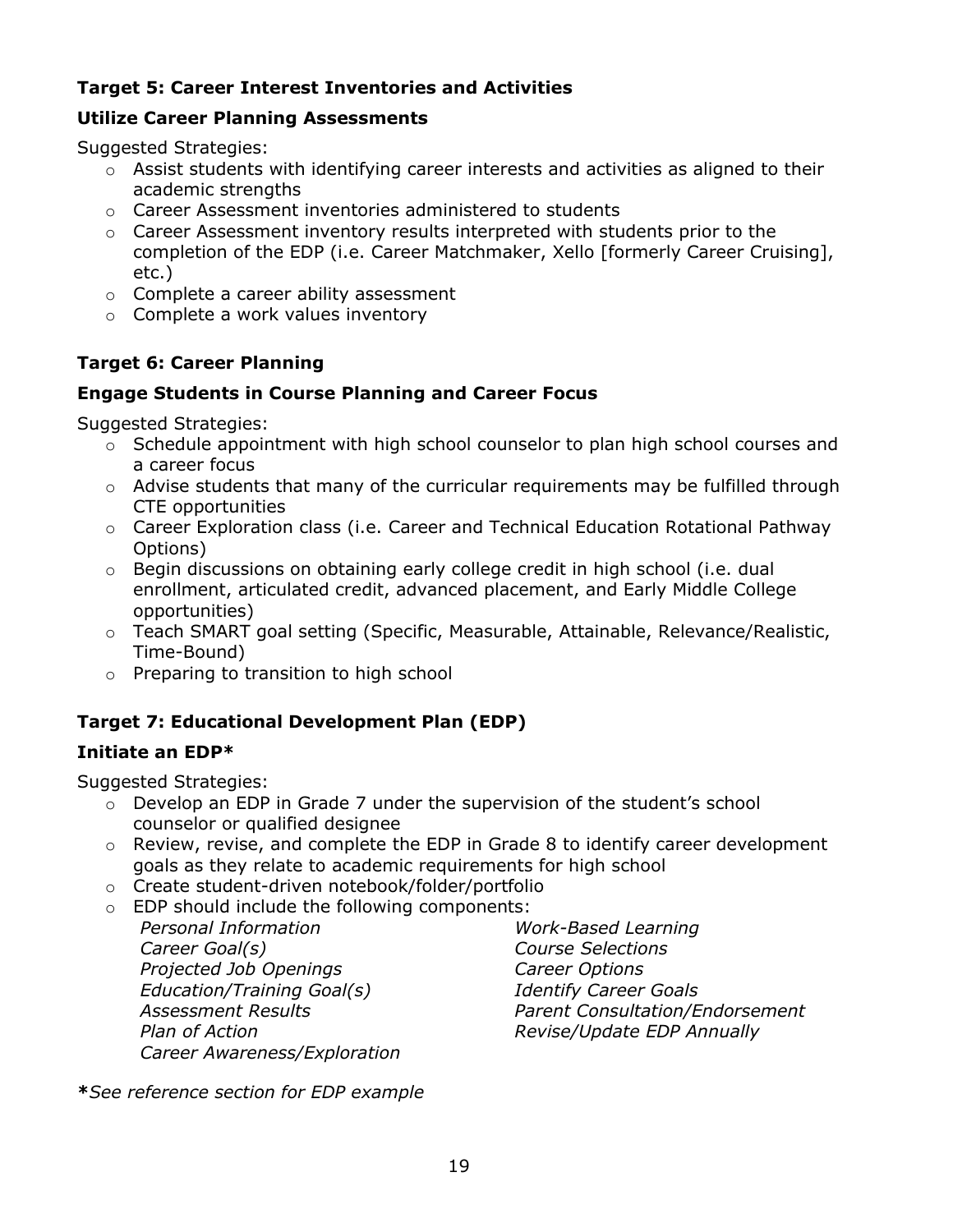### Target 5: Career Interest Inventories and Activities

#### Utilize Career Planning Assessments

Suggested Strategies:

- Assist students with identifying career interests and activities as aligned to their academic strengths
- Career Assessment inventories administered to students
- Career Assessment inventory results interpreted with students prior to the completion of the EDP (i.e. Career Matchmaker, Xello [formerly Career Cruising], etc.)
- Complete a career ability assessment
- Complete a work values inventory

### Target 6: Career Planning

#### Engage Students in Course Planning and Career Focus

Suggested Strategies:

- Schedule appointment with high school counselor to plan high school courses and a career focus
- Advise students that many of the curricular requirements may be fulfilled through CTE opportunities
- Career Exploration class (i.e. Career and Technical Education Rotational Pathway Options)
- Begin discussions on obtaining early college credit in high school (i.e. dual enrollment, articulated credit, advanced placement, and Early Middle College opportunities)
- Teach SMART goal setting (Specific, Measurable, Attainable, Relevance/Realistic, Time-Bound)
- Preparing to transition to high school

### Target 7: Educational Development Plan (EDP)

#### Initiate an EDP*

Suggested Strategies:

- Develop an EDP in Grade 7 under the supervision of the student's school counselor or qualified designee
- Review, revise, and complete the EDP in Grade 8 to identify career development goals as they relate to academic requirements for high school
- Create student-driven notebook/folder/portfolio
- EDP should include the following components:
  - *Personal Information*
  - *Career Goal(s)*
  - *Projected Job Openings*
  - *Education/Training Goal(s)*
  - *Assessment Results*
  - *Plan of Action*
  - *Career Awareness/Exploration*
  - *Work-Based Learning*
  - *Course Selections*
  - *Career Options*
  - *Identify Career Goals*
  - *Parent Consultation/Endorsement*
  - *Revise/Update EDP Annually*

***See reference section for EDP example***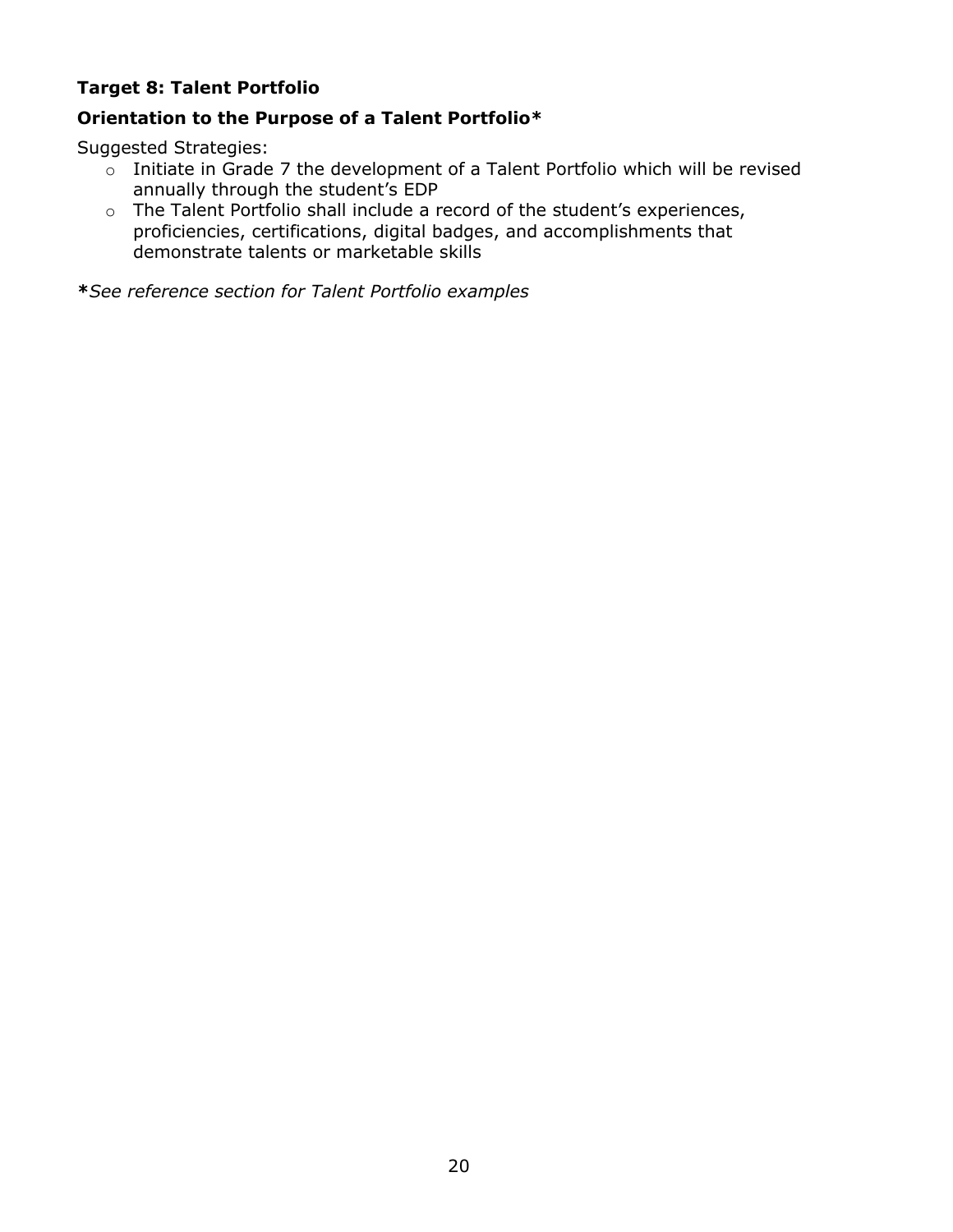**Target 8: Talent Portfolio**

**Orientation to the Purpose of a Talent Portfolio***

Suggested Strategies:

- Initiate in Grade 7 the development of a Talent Portfolio which will be revised annually through the student's EDP
- The Talent Portfolio shall include a record of the student's experiences, proficiencies, certifications, digital badges, and accomplishments that demonstrate talents or marketable skills

***See reference section for Talent Portfolio examples*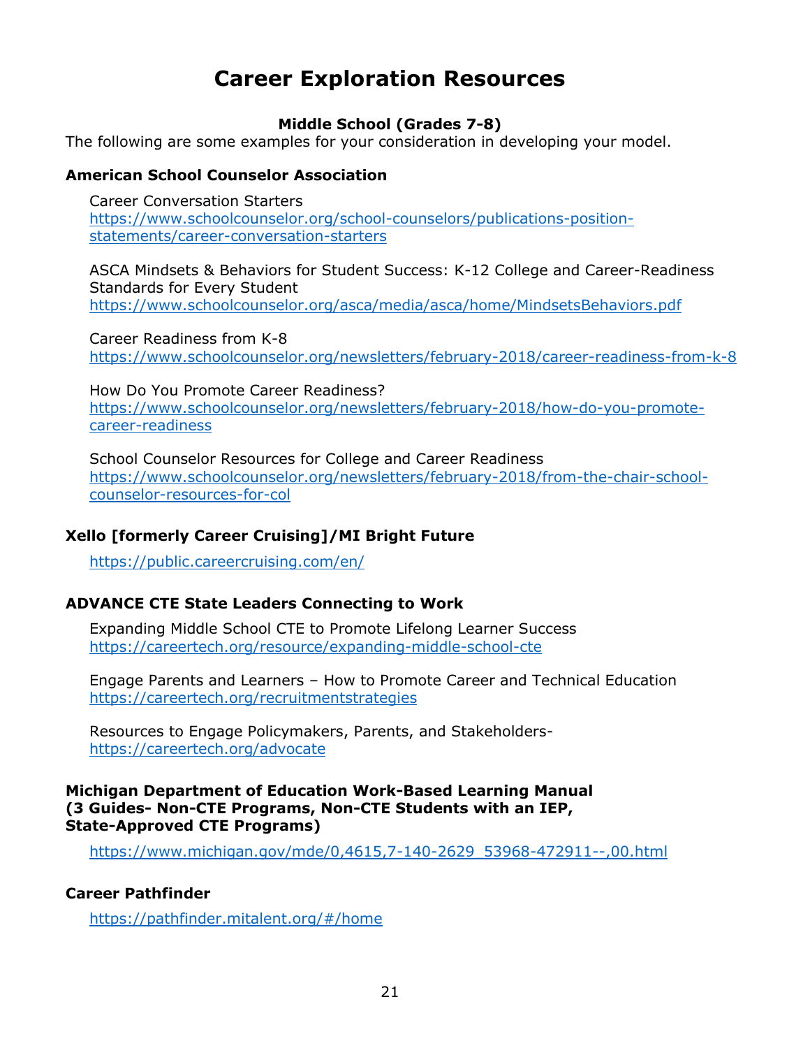# Career Exploration Resources

**Middle School (Grades 7-8)**

The following are some examples for your consideration in developing your model.

**American School Counselor Association**

Career Conversation Starters
https://www.schoolcounselor.org/school-counselors/publications-position-statements/career-conversation-starters

ASCA Mindsets & Behaviors for Student Success: K-12 College and Career-Readiness Standards for Every Student
https://www.schoolcounselor.org/asca/media/asca/home/MindsetsBehaviors.pdf

Career Readiness from K-8
https://www.schoolcounselor.org/newsletters/february-2018/career-readiness-from-k-8

How Do You Promote Career Readiness?
https://www.schoolcounselor.org/newsletters/february-2018/how-do-you-promote-career-readiness

School Counselor Resources for College and Career Readiness
https://www.schoolcounselor.org/newsletters/february-2018/from-the-chair-school-counselor-resources-for-col

**Xello [formerly Career Cruising]/MI Bright Future**

https://public.careercruising.com/en/

**ADVANCE CTE State Leaders Connecting to Work**

Expanding Middle School CTE to Promote Lifelong Learner Success
https://careertech.org/resource/expanding-middle-school-cte

Engage Parents and Learners – How to Promote Career and Technical Education
https://careertech.org/recruitmentstrategies

Resources to Engage Policymakers, Parents, and Stakeholders-
https://careertech.org/advocate

**Michigan Department of Education Work-Based Learning Manual (3 Guides- Non-CTE Programs, Non-CTE Students with an IEP, State-Approved CTE Programs)**

https://www.michigan.gov/mde/0,4615,7-140-2629_53968-472911--,00.html

**Career Pathfinder**

https://pathfinder.mitalent.org/#/home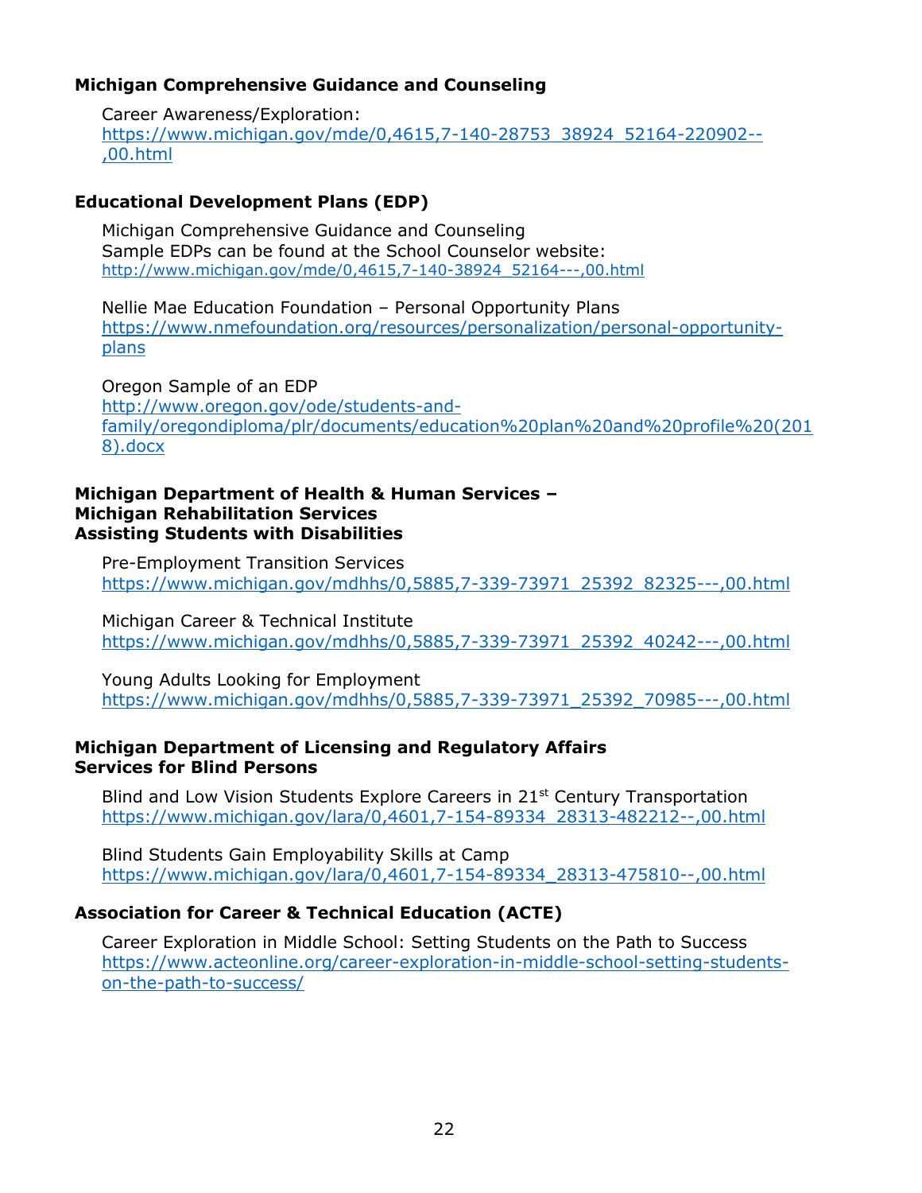**Michigan Comprehensive Guidance and Counseling**

Career Awareness/Exploration:
https://www.michigan.gov/mde/0,4615,7-140-28753_38924_52164-220902--,00.html

**Educational Development Plans (EDP)**

Michigan Comprehensive Guidance and Counseling
Sample EDPs can be found at the School Counselor website:
http://www.michigan.gov/mde/0,4615,7-140-38924_52164---,00.html

Nellie Mae Education Foundation – Personal Opportunity Plans
https://www.nmefoundation.org/resources/personalization/personal-opportunity-plans

Oregon Sample of an EDP
http://www.oregon.gov/ode/students-and-family/oregondiploma/plr/documents/education%20plan%20and%20profile%20(2018).docx

**Michigan Department of Health & Human Services –**
**Michigan Rehabilitation Services**
**Assisting Students with Disabilities**

Pre-Employment Transition Services
https://www.michigan.gov/mdhhs/0,5885,7-339-73971_25392_82325---,00.html

Michigan Career & Technical Institute
https://www.michigan.gov/mdhhs/0,5885,7-339-73971_25392_40242---,00.html

Young Adults Looking for Employment
https://www.michigan.gov/mdhhs/0,5885,7-339-73971_25392_70985---,00.html

**Michigan Department of Licensing and Regulatory Affairs**
**Services for Blind Persons**

Blind and Low Vision Students Explore Careers in 21st Century Transportation
https://www.michigan.gov/lara/0,4601,7-154-89334_28313-482212--,00.html

Blind Students Gain Employability Skills at Camp
https://www.michigan.gov/lara/0,4601,7-154-89334_28313-475810--,00.html

**Association for Career & Technical Education (ACTE)**

Career Exploration in Middle School: Setting Students on the Path to Success
https://www.acteonline.org/career-exploration-in-middle-school-setting-students-on-the-path-to-success/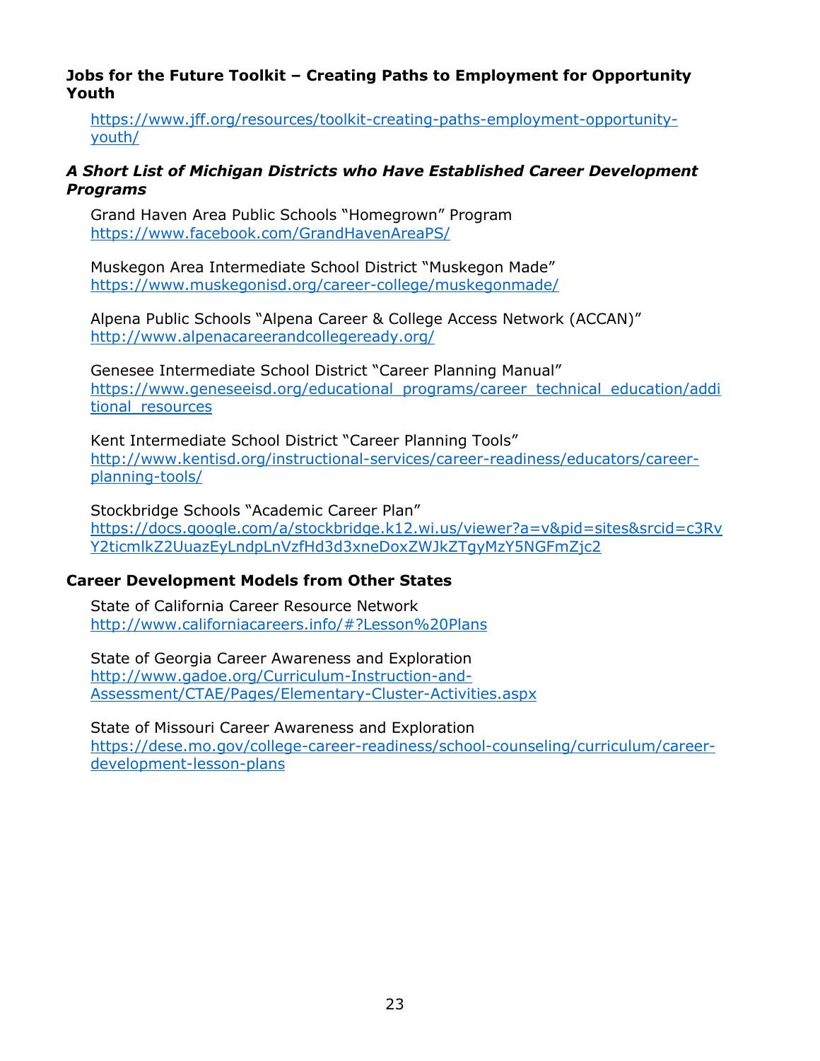**Jobs for the Future Toolkit – Creating Paths to Employment for Opportunity Youth**

https://www.jff.org/resources/toolkit-creating-paths-employment-opportunity-youth/

***A Short List of Michigan Districts who Have Established Career Development Programs***

Grand Haven Area Public Schools "Homegrown" Program
https://www.facebook.com/GrandHavenAreaPS/

Muskegon Area Intermediate School District "Muskegon Made"
https://www.muskegonisd.org/career-college/muskegonmade/

Alpena Public Schools "Alpena Career & College Access Network (ACCAN)"
http://www.alpenacareerandcollegeready.org/

Genesee Intermediate School District "Career Planning Manual"
https://www.geneseeisd.org/educational_programs/career_technical_education/additional_resources

Kent Intermediate School District "Career Planning Tools"
http://www.kentisd.org/instructional-services/career-readiness/educators/career-planning-tools/

Stockbridge Schools "Academic Career Plan"
https://docs.google.com/a/stockbridge.k12.wi.us/viewer?a=v&pid=sites&srcid=c3RvY2ticmlkZ2UuazEyLndpLnVzfHd3d3xneDoxZWJkZTgyMzY5NGFmZjc2

**Career Development Models from Other States**

State of California Career Resource Network
http://www.californiacareers.info/#?Lesson%20Plans

State of Georgia Career Awareness and Exploration
http://www.gadoe.org/Curriculum-Instruction-and-Assessment/CTAE/Pages/Elementary-Cluster-Activities.aspx

State of Missouri Career Awareness and Exploration
https://dese.mo.gov/college-career-readiness/school-counseling/curriculum/career-development-lesson-plans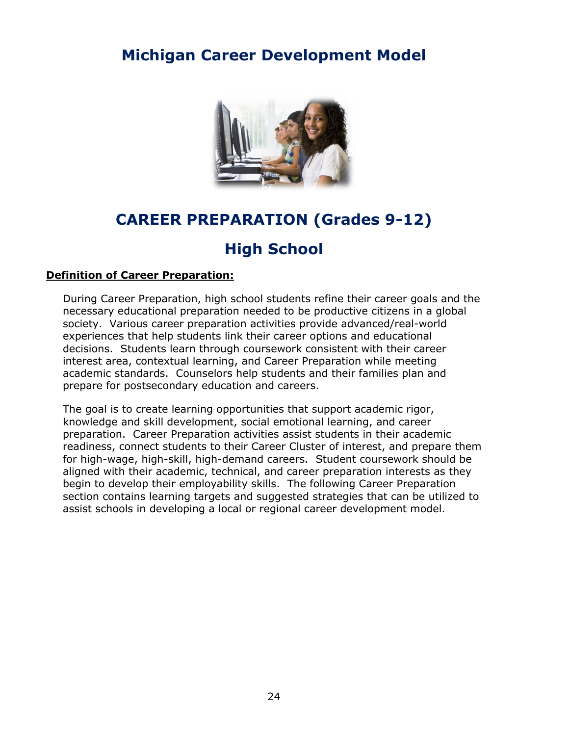# Michigan Career Development Model

## CAREER PREPARATION (Grades 9-12)

## High School

**Definition of Career Preparation:**

During Career Preparation, high school students refine their career goals and the necessary educational preparation needed to be productive citizens in a global society. Various career preparation activities provide advanced/real-world experiences that help students link their career options and educational decisions. Students learn through coursework consistent with their career interest area, contextual learning, and Career Preparation while meeting academic standards. Counselors help students and their families plan and prepare for postsecondary education and careers.

The goal is to create learning opportunities that support academic rigor, knowledge and skill development, social emotional learning, and career preparation. Career Preparation activities assist students in their academic readiness, connect students to their Career Cluster of interest, and prepare them for high-wage, high-skill, high-demand careers. Student coursework should be aligned with their academic, technical, and career preparation interests as they begin to develop their employability skills. The following Career Preparation section contains learning targets and suggested strategies that can be utilized to assist schools in developing a local or regional career development model.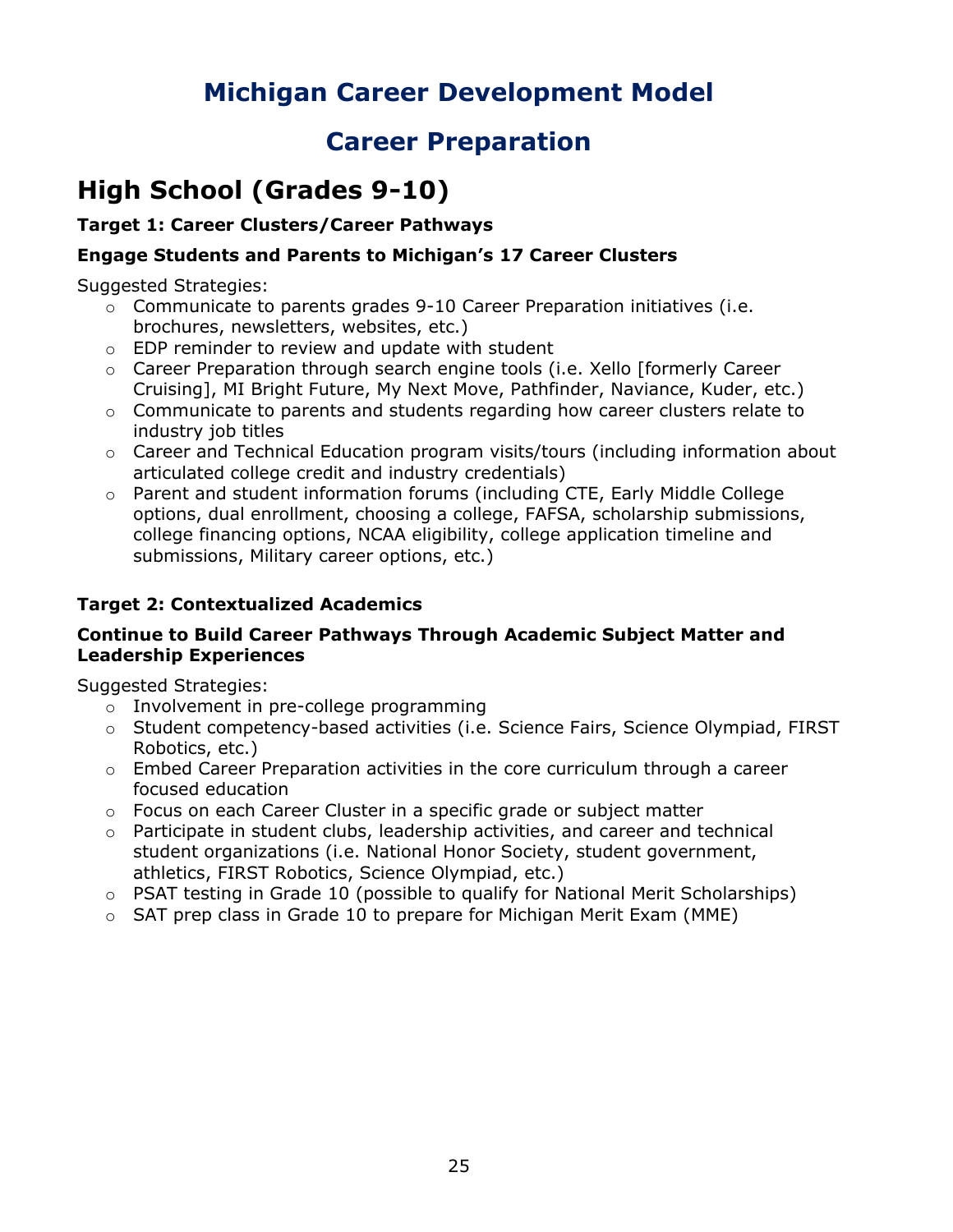# Michigan Career Development Model

## Career Preparation

## High School (Grades 9-10)

**Target 1: Career Clusters/Career Pathways**

**Engage Students and Parents to Michigan's 17 Career Clusters**

Suggested Strategies:

- Communicate to parents grades 9-10 Career Preparation initiatives (i.e. brochures, newsletters, websites, etc.)
- EDP reminder to review and update with student
- Career Preparation through search engine tools (i.e. Xello [formerly Career Cruising], MI Bright Future, My Next Move, Pathfinder, Naviance, Kuder, etc.)
- Communicate to parents and students regarding how career clusters relate to industry job titles
- Career and Technical Education program visits/tours (including information about articulated college credit and industry credentials)
- Parent and student information forums (including CTE, Early Middle College options, dual enrollment, choosing a college, FAFSA, scholarship submissions, college financing options, NCAA eligibility, college application timeline and submissions, Military career options, etc.)

**Target 2: Contextualized Academics**

**Continue to Build Career Pathways Through Academic Subject Matter and Leadership Experiences**

Suggested Strategies:

- Involvement in pre-college programming
- Student competency-based activities (i.e. Science Fairs, Science Olympiad, FIRST Robotics, etc.)
- Embed Career Preparation activities in the core curriculum through a career focused education
- Focus on each Career Cluster in a specific grade or subject matter
- Participate in student clubs, leadership activities, and career and technical student organizations (i.e. National Honor Society, student government, athletics, FIRST Robotics, Science Olympiad, etc.)
- PSAT testing in Grade 10 (possible to qualify for National Merit Scholarships)
- SAT prep class in Grade 10 to prepare for Michigan Merit Exam (MME)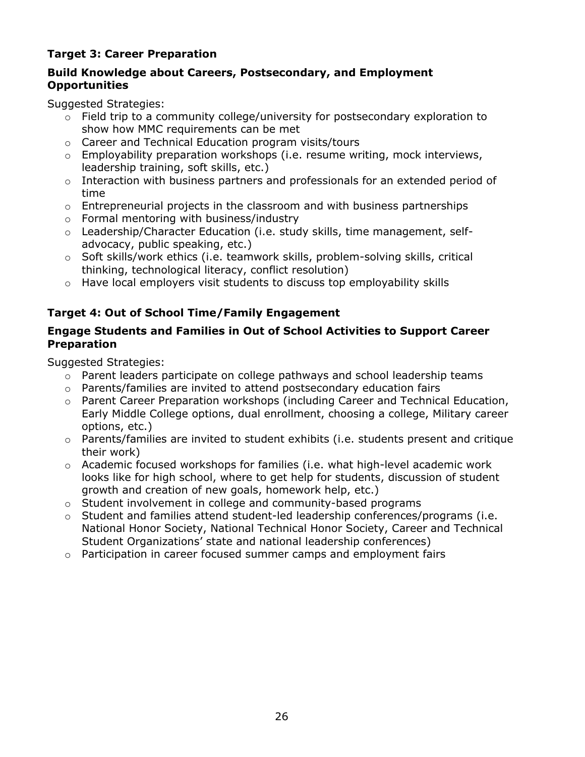**Target 3: Career Preparation**

**Build Knowledge about Careers, Postsecondary, and Employment Opportunities**

Suggested Strategies:

- Field trip to a community college/university for postsecondary exploration to show how MMC requirements can be met
- Career and Technical Education program visits/tours
- Employability preparation workshops (i.e. resume writing, mock interviews, leadership training, soft skills, etc.)
- Interaction with business partners and professionals for an extended period of time
- Entrepreneurial projects in the classroom and with business partnerships
- Formal mentoring with business/industry
- Leadership/Character Education (i.e. study skills, time management, self-advocacy, public speaking, etc.)
- Soft skills/work ethics (i.e. teamwork skills, problem-solving skills, critical thinking, technological literacy, conflict resolution)
- Have local employers visit students to discuss top employability skills

**Target 4: Out of School Time/Family Engagement**

**Engage Students and Families in Out of School Activities to Support Career Preparation**

Suggested Strategies:

- Parent leaders participate on college pathways and school leadership teams
- Parents/families are invited to attend postsecondary education fairs
- Parent Career Preparation workshops (including Career and Technical Education, Early Middle College options, dual enrollment, choosing a college, Military career options, etc.)
- Parents/families are invited to student exhibits (i.e. students present and critique their work)
- Academic focused workshops for families (i.e. what high-level academic work looks like for high school, where to get help for students, discussion of student growth and creation of new goals, homework help, etc.)
- Student involvement in college and community-based programs
- Student and families attend student-led leadership conferences/programs (i.e. National Honor Society, National Technical Honor Society, Career and Technical Student Organizations' state and national leadership conferences)
- Participation in career focused summer camps and employment fairs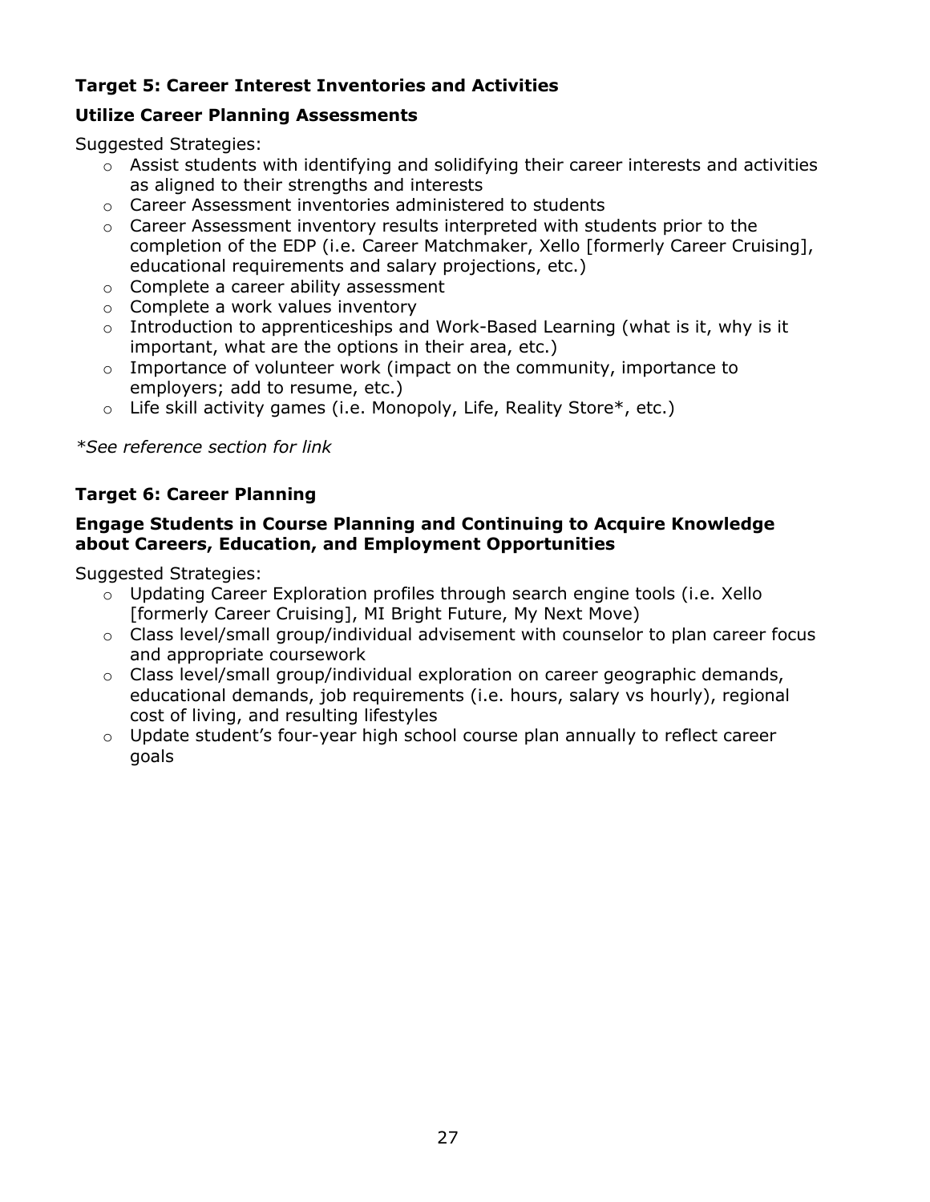**Target 5: Career Interest Inventories and Activities**

**Utilize Career Planning Assessments**

Suggested Strategies:

- Assist students with identifying and solidifying their career interests and activities as aligned to their strengths and interests
- Career Assessment inventories administered to students
- Career Assessment inventory results interpreted with students prior to the completion of the EDP (i.e. Career Matchmaker, Xello [formerly Career Cruising], educational requirements and salary projections, etc.)
- Complete a career ability assessment
- Complete a work values inventory
- Introduction to apprenticeships and Work-Based Learning (what is it, why is it important, what are the options in their area, etc.)
- Importance of volunteer work (impact on the community, importance to employers; add to resume, etc.)
- Life skill activity games (i.e. Monopoly, Life, Reality Store*, etc.)

*\*See reference section for link*

**Target 6: Career Planning**

**Engage Students in Course Planning and Continuing to Acquire Knowledge about Careers, Education, and Employment Opportunities**

Suggested Strategies:

- Updating Career Exploration profiles through search engine tools (i.e. Xello [formerly Career Cruising], MI Bright Future, My Next Move)
- Class level/small group/individual advisement with counselor to plan career focus and appropriate coursework
- Class level/small group/individual exploration on career geographic demands, educational demands, job requirements (i.e. hours, salary vs hourly), regional cost of living, and resulting lifestyles
- Update student's four-year high school course plan annually to reflect career goals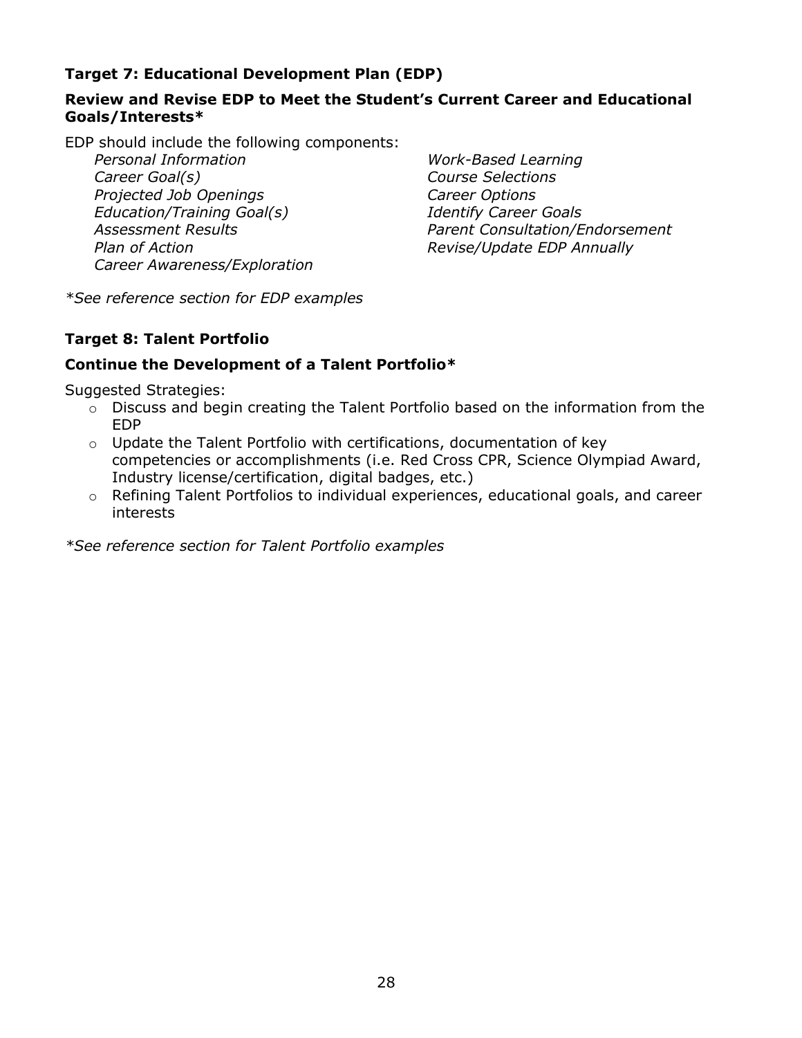### Target 7: Educational Development Plan (EDP)

**Review and Revise EDP to Meet the Student's Current Career and Educational Goals/Interests***

EDP should include the following components:

- *Personal Information*
- *Career Goal(s)*
- *Projected Job Openings*
- *Education/Training Goal(s)*
- *Assessment Results*
- *Plan of Action*
- *Career Awareness/Exploration*
- *Work-Based Learning*
- *Course Selections*
- *Career Options*
- *Identify Career Goals*
- *Parent Consultation/Endorsement*
- *Revise/Update EDP Annually*

**See reference section for EDP examples*

### Target 8: Talent Portfolio

**Continue the Development of a Talent Portfolio***

Suggested Strategies:

- Discuss and begin creating the Talent Portfolio based on the information from the EDP
- Update the Talent Portfolio with certifications, documentation of key competencies or accomplishments (i.e. Red Cross CPR, Science Olympiad Award, Industry license/certification, digital badges, etc.)
- Refining Talent Portfolios to individual experiences, educational goals, and career interests

**See reference section for Talent Portfolio examples*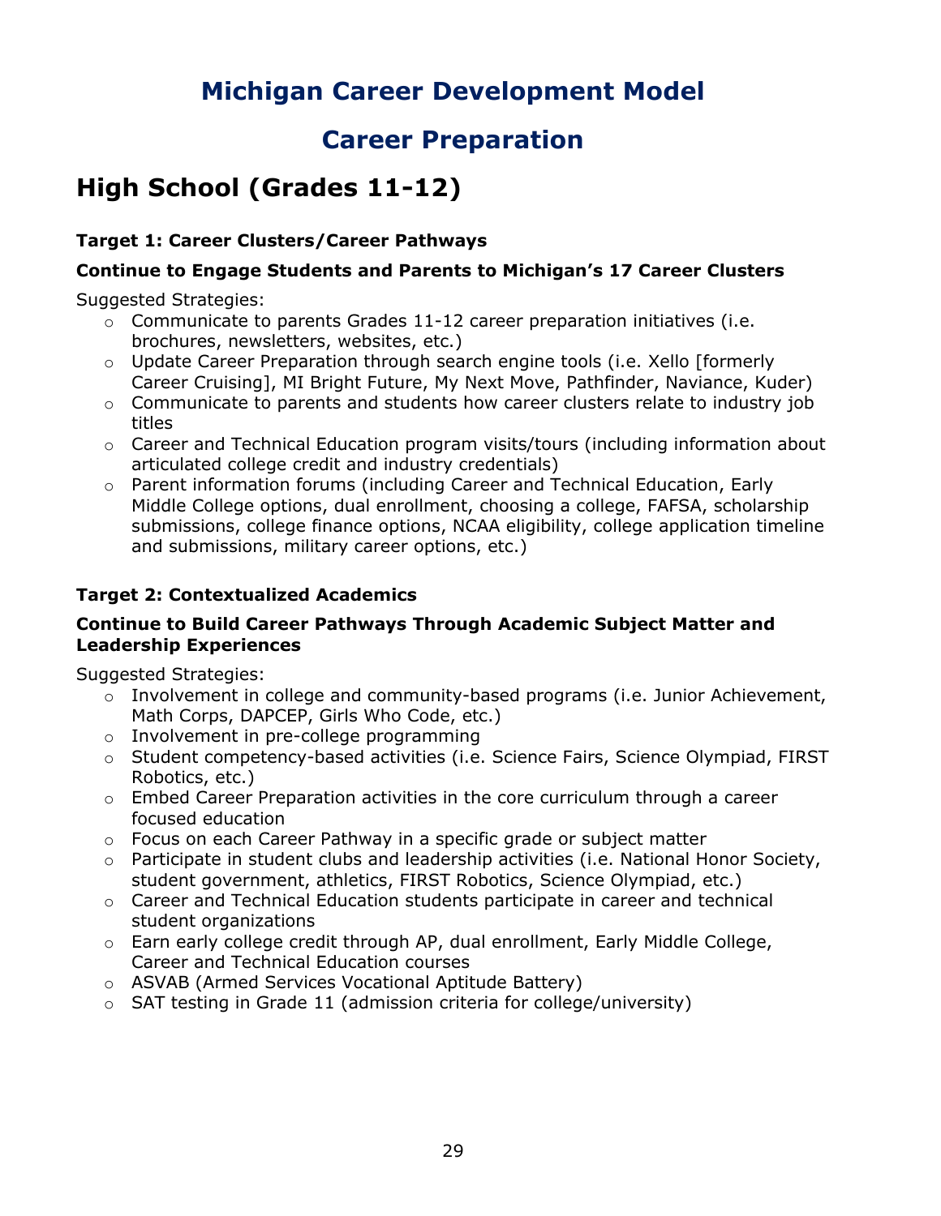# Michigan Career Development Model

# Career Preparation

## High School (Grades 11-12)

**Target 1: Career Clusters/Career Pathways**

**Continue to Engage Students and Parents to Michigan's 17 Career Clusters**

Suggested Strategies:

- Communicate to parents Grades 11-12 career preparation initiatives (i.e. brochures, newsletters, websites, etc.)
- Update Career Preparation through search engine tools (i.e. Xello [formerly Career Cruising], MI Bright Future, My Next Move, Pathfinder, Naviance, Kuder)
- Communicate to parents and students how career clusters relate to industry job titles
- Career and Technical Education program visits/tours (including information about articulated college credit and industry credentials)
- Parent information forums (including Career and Technical Education, Early Middle College options, dual enrollment, choosing a college, FAFSA, scholarship submissions, college finance options, NCAA eligibility, college application timeline and submissions, military career options, etc.)

**Target 2: Contextualized Academics**

**Continue to Build Career Pathways Through Academic Subject Matter and Leadership Experiences**

Suggested Strategies:

- Involvement in college and community-based programs (i.e. Junior Achievement, Math Corps, DAPCEP, Girls Who Code, etc.)
- Involvement in pre-college programming
- Student competency-based activities (i.e. Science Fairs, Science Olympiad, FIRST Robotics, etc.)
- Embed Career Preparation activities in the core curriculum through a career focused education
- Focus on each Career Pathway in a specific grade or subject matter
- Participate in student clubs and leadership activities (i.e. National Honor Society, student government, athletics, FIRST Robotics, Science Olympiad, etc.)
- Career and Technical Education students participate in career and technical student organizations
- Earn early college credit through AP, dual enrollment, Early Middle College, Career and Technical Education courses
- ASVAB (Armed Services Vocational Aptitude Battery)
- SAT testing in Grade 11 (admission criteria for college/university)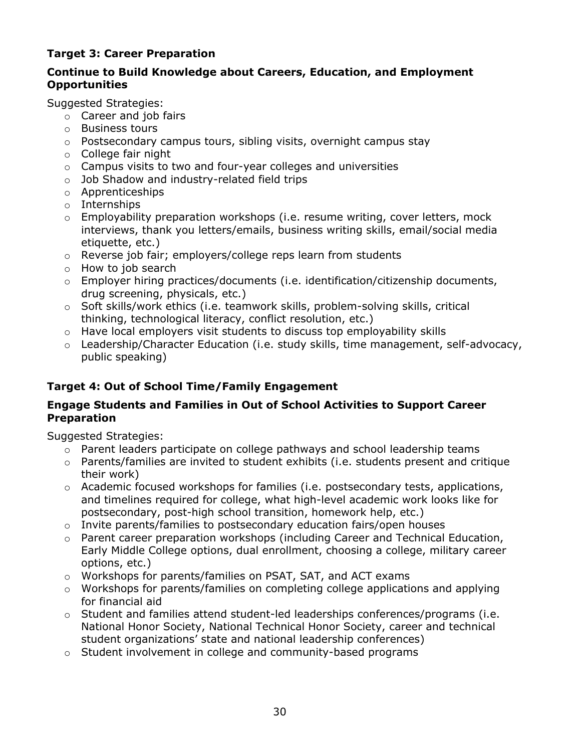### Target 3: Career Preparation

#### Continue to Build Knowledge about Careers, Education, and Employment Opportunities

Suggested Strategies:

- Career and job fairs
- Business tours
- Postsecondary campus tours, sibling visits, overnight campus stay
- College fair night
- Campus visits to two and four-year colleges and universities
- Job Shadow and industry-related field trips
- Apprenticeships
- Internships
- Employability preparation workshops (i.e. resume writing, cover letters, mock interviews, thank you letters/emails, business writing skills, email/social media etiquette, etc.)
- Reverse job fair; employers/college reps learn from students
- How to job search
- Employer hiring practices/documents (i.e. identification/citizenship documents, drug screening, physicals, etc.)
- Soft skills/work ethics (i.e. teamwork skills, problem-solving skills, critical thinking, technological literacy, conflict resolution, etc.)
- Have local employers visit students to discuss top employability skills
- Leadership/Character Education (i.e. study skills, time management, self-advocacy, public speaking)

### Target 4: Out of School Time/Family Engagement

#### Engage Students and Families in Out of School Activities to Support Career Preparation

Suggested Strategies:

- Parent leaders participate on college pathways and school leadership teams
- Parents/families are invited to student exhibits (i.e. students present and critique their work)
- Academic focused workshops for families (i.e. postsecondary tests, applications, and timelines required for college, what high-level academic work looks like for postsecondary, post-high school transition, homework help, etc.)
- Invite parents/families to postsecondary education fairs/open houses
- Parent career preparation workshops (including Career and Technical Education, Early Middle College options, dual enrollment, choosing a college, military career options, etc.)
- Workshops for parents/families on PSAT, SAT, and ACT exams
- Workshops for parents/families on completing college applications and applying for financial aid
- Student and families attend student-led leaderships conferences/programs (i.e. National Honor Society, National Technical Honor Society, career and technical student organizations' state and national leadership conferences)
- Student involvement in college and community-based programs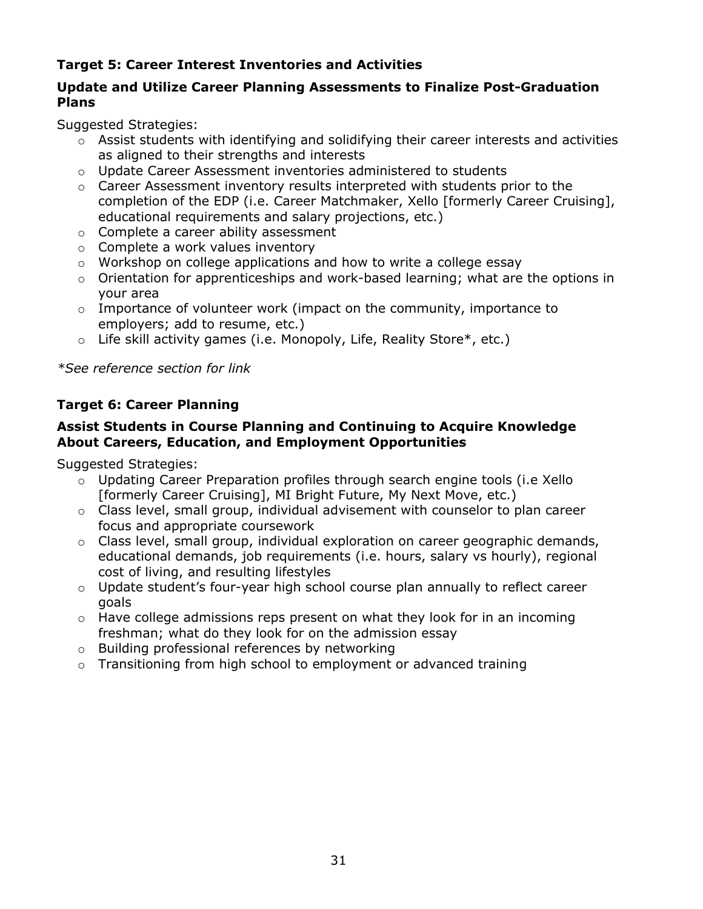### Target 5: Career Interest Inventories and Activities

#### Update and Utilize Career Planning Assessments to Finalize Post-Graduation Plans

Suggested Strategies:

- Assist students with identifying and solidifying their career interests and activities as aligned to their strengths and interests
- Update Career Assessment inventories administered to students
- Career Assessment inventory results interpreted with students prior to the completion of the EDP (i.e. Career Matchmaker, Xello [formerly Career Cruising], educational requirements and salary projections, etc.)
- Complete a career ability assessment
- Complete a work values inventory
- Workshop on college applications and how to write a college essay
- Orientation for apprenticeships and work-based learning; what are the options in your area
- Importance of volunteer work (impact on the community, importance to employers; add to resume, etc.)
- Life skill activity games (i.e. Monopoly, Life, Reality Store*, etc.)

*\*See reference section for link*

### Target 6: Career Planning

#### Assist Students in Course Planning and Continuing to Acquire Knowledge About Careers, Education, and Employment Opportunities

Suggested Strategies:

- Updating Career Preparation profiles through search engine tools (i.e Xello [formerly Career Cruising], MI Bright Future, My Next Move, etc.)
- Class level, small group, individual advisement with counselor to plan career focus and appropriate coursework
- Class level, small group, individual exploration on career geographic demands, educational demands, job requirements (i.e. hours, salary vs hourly), regional cost of living, and resulting lifestyles
- Update student's four-year high school course plan annually to reflect career goals
- Have college admissions reps present on what they look for in an incoming freshman; what do they look for on the admission essay
- Building professional references by networking
- Transitioning from high school to employment or advanced training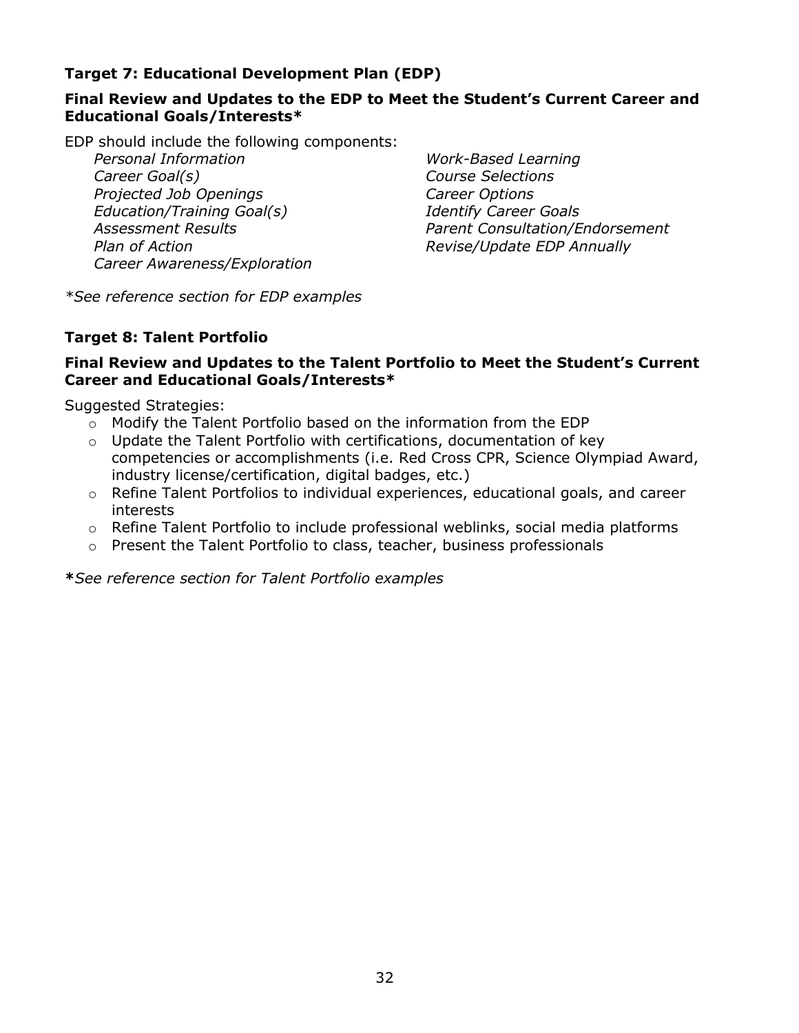### Target 7: Educational Development Plan (EDP)

**Final Review and Updates to the EDP to Meet the Student's Current Career and Educational Goals/Interests***

EDP should include the following components:

- *Personal Information*
- *Career Goal(s)*
- *Projected Job Openings*
- *Education/Training Goal(s)*
- *Assessment Results*
- *Plan of Action*
- *Career Awareness/Exploration*
- *Work-Based Learning*
- *Course Selections*
- *Career Options*
- *Identify Career Goals*
- *Parent Consultation/Endorsement*
- *Revise/Update EDP Annually*

*\*See reference section for EDP examples*

### Target 8: Talent Portfolio

**Final Review and Updates to the Talent Portfolio to Meet the Student's Current Career and Educational Goals/Interests***

Suggested Strategies:

- Modify the Talent Portfolio based on the information from the EDP
- Update the Talent Portfolio with certifications, documentation of key competencies or accomplishments (i.e. Red Cross CPR, Science Olympiad Award, industry license/certification, digital badges, etc.)
- Refine Talent Portfolios to individual experiences, educational goals, and career interests
- Refine Talent Portfolio to include professional weblinks, social media platforms
- Present the Talent Portfolio to class, teacher, business professionals

**\****See reference section for Talent Portfolio examples*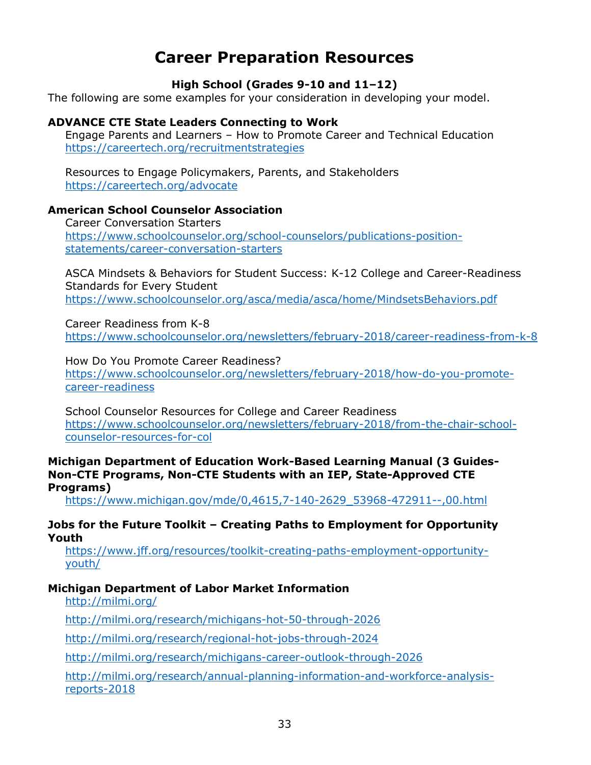# Career Preparation Resources

**High School (Grades 9-10 and 11–12)**

The following are some examples for your consideration in developing your model.

**ADVANCE CTE State Leaders Connecting to Work**

Engage Parents and Learners – How to Promote Career and Technical Education
https://careertech.org/recruitmentstrategies

Resources to Engage Policymakers, Parents, and Stakeholders
https://careertech.org/advocate

**American School Counselor Association**

Career Conversation Starters
https://www.schoolcounselor.org/school-counselors/publications-position-statements/career-conversation-starters

ASCA Mindsets & Behaviors for Student Success: K-12 College and Career-Readiness Standards for Every Student
https://www.schoolcounselor.org/asca/media/asca/home/MindsetsBehaviors.pdf

Career Readiness from K-8
https://www.schoolcounselor.org/newsletters/february-2018/career-readiness-from-k-8

How Do You Promote Career Readiness?
https://www.schoolcounselor.org/newsletters/february-2018/how-do-you-promote-career-readiness

School Counselor Resources for College and Career Readiness
https://www.schoolcounselor.org/newsletters/february-2018/from-the-chair-school-counselor-resources-for-col

**Michigan Department of Education Work-Based Learning Manual (3 Guides-Non-CTE Programs, Non-CTE Students with an IEP, State-Approved CTE Programs)**

https://www.michigan.gov/mde/0,4615,7-140-2629_53968-472911--,00.html

**Jobs for the Future Toolkit – Creating Paths to Employment for Opportunity Youth**

https://www.jff.org/resources/toolkit-creating-paths-employment-opportunity-youth/

**Michigan Department of Labor Market Information**

http://milmi.org/

http://milmi.org/research/michigans-hot-50-through-2026

http://milmi.org/research/regional-hot-jobs-through-2024

http://milmi.org/research/michigans-career-outlook-through-2026

http://milmi.org/research/annual-planning-information-and-workforce-analysis-reports-2018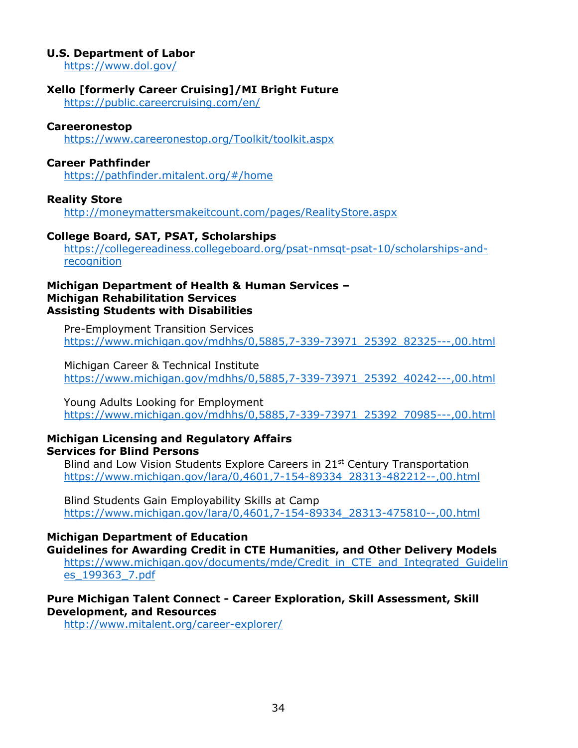**U.S. Department of Labor**
https://www.dol.gov/

**Xello [formerly Career Cruising]/MI Bright Future**
https://public.careercruising.com/en/

**Careeronestop**
https://www.careeronestop.org/Toolkit/toolkit.aspx

**Career Pathfinder**
https://pathfinder.mitalent.org/#/home

**Reality Store**
http://moneymattersmakeitcount.com/pages/RealityStore.aspx

**College Board, SAT, PSAT, Scholarships**
https://collegereadiness.collegeboard.org/psat-nmsqt-psat-10/scholarships-and-recognition

**Michigan Department of Health & Human Services –**
**Michigan Rehabilitation Services**
**Assisting Students with Disabilities**

Pre-Employment Transition Services
https://www.michigan.gov/mdhhs/0,5885,7-339-73971_25392_82325---,00.html

Michigan Career & Technical Institute
https://www.michigan.gov/mdhhs/0,5885,7-339-73971_25392_40242---,00.html

Young Adults Looking for Employment
https://www.michigan.gov/mdhhs/0,5885,7-339-73971_25392_70985---,00.html

**Michigan Licensing and Regulatory Affairs**
**Services for Blind Persons**

Blind and Low Vision Students Explore Careers in 21st Century Transportation
https://www.michigan.gov/lara/0,4601,7-154-89334_28313-482212--,00.html

Blind Students Gain Employability Skills at Camp
https://www.michigan.gov/lara/0,4601,7-154-89334_28313-475810--,00.html

**Michigan Department of Education**
**Guidelines for Awarding Credit in CTE Humanities, and Other Delivery Models**
https://www.michigan.gov/documents/mde/Credit_in_CTE_and_Integrated_Guidelines_199363_7.pdf

**Pure Michigan Talent Connect - Career Exploration, Skill Assessment, Skill Development, and Resources**
http://www.mitalent.org/career-explorer/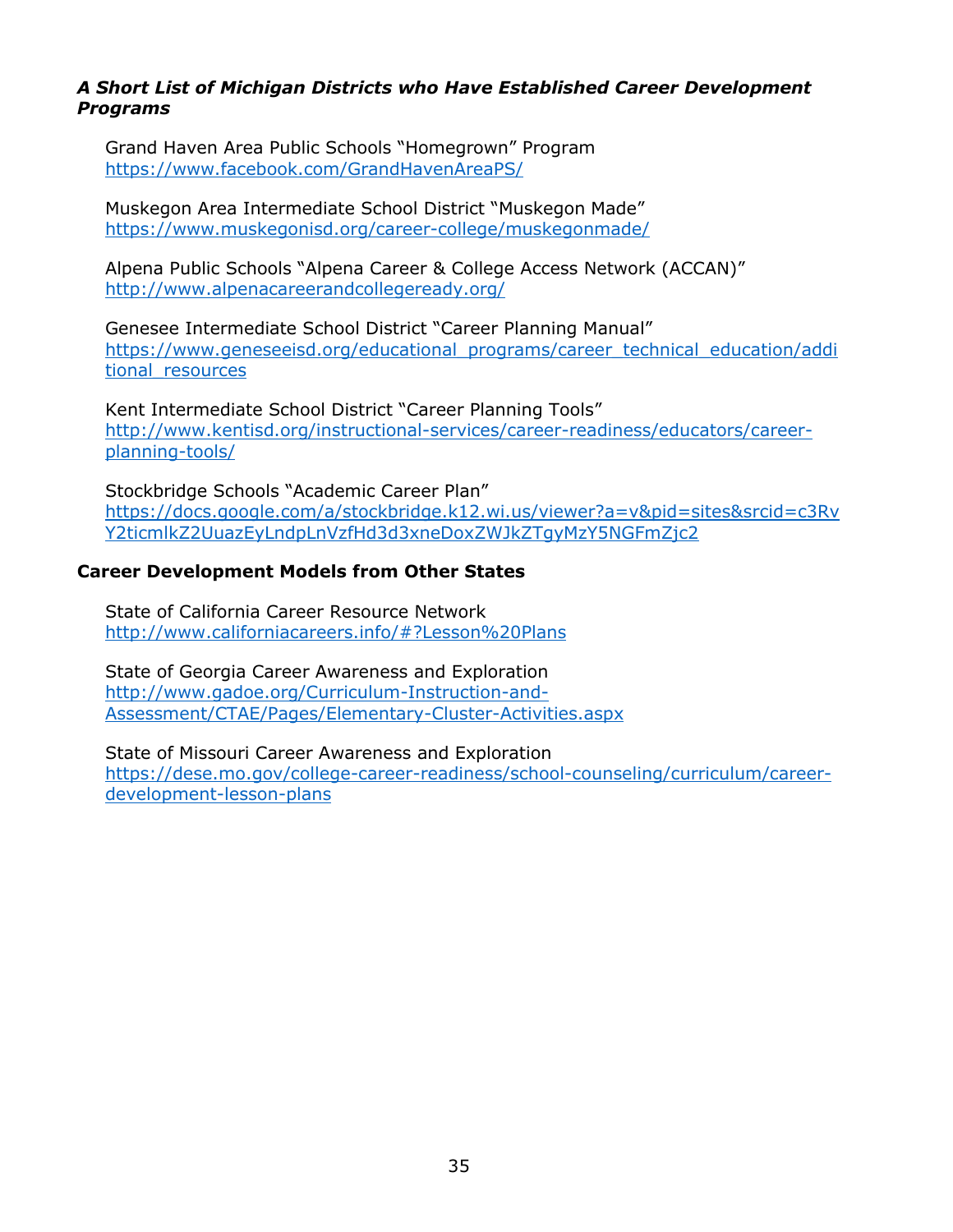### *A Short List of Michigan Districts who Have Established Career Development Programs*

Grand Haven Area Public Schools "Homegrown" Program
https://www.facebook.com/GrandHavenAreaPS/

Muskegon Area Intermediate School District "Muskegon Made"
https://www.muskegonisd.org/career-college/muskegonmade/

Alpena Public Schools "Alpena Career & College Access Network (ACCAN)"
http://www.alpenacareerandcollegeready.org/

Genesee Intermediate School District "Career Planning Manual"
https://www.geneseeisd.org/educational_programs/career_technical_education/additional_resources

Kent Intermediate School District "Career Planning Tools"
http://www.kentisd.org/instructional-services/career-readiness/educators/career-planning-tools/

Stockbridge Schools "Academic Career Plan"
https://docs.google.com/a/stockbridge.k12.wi.us/viewer?a=v&pid=sites&srcid=c3RvY2ticmlkZ2UuazEyLndpLnVzfHd3d3xneDoxZWJkZTgyMzY5NGFmZjc2

### **Career Development Models from Other States**

State of California Career Resource Network
http://www.californiacareers.info/#?Lesson%20Plans

State of Georgia Career Awareness and Exploration
http://www.gadoe.org/Curriculum-Instruction-and-Assessment/CTAE/Pages/Elementary-Cluster-Activities.aspx

State of Missouri Career Awareness and Exploration
https://dese.mo.gov/college-career-readiness/school-counseling/curriculum/career-development-lesson-plans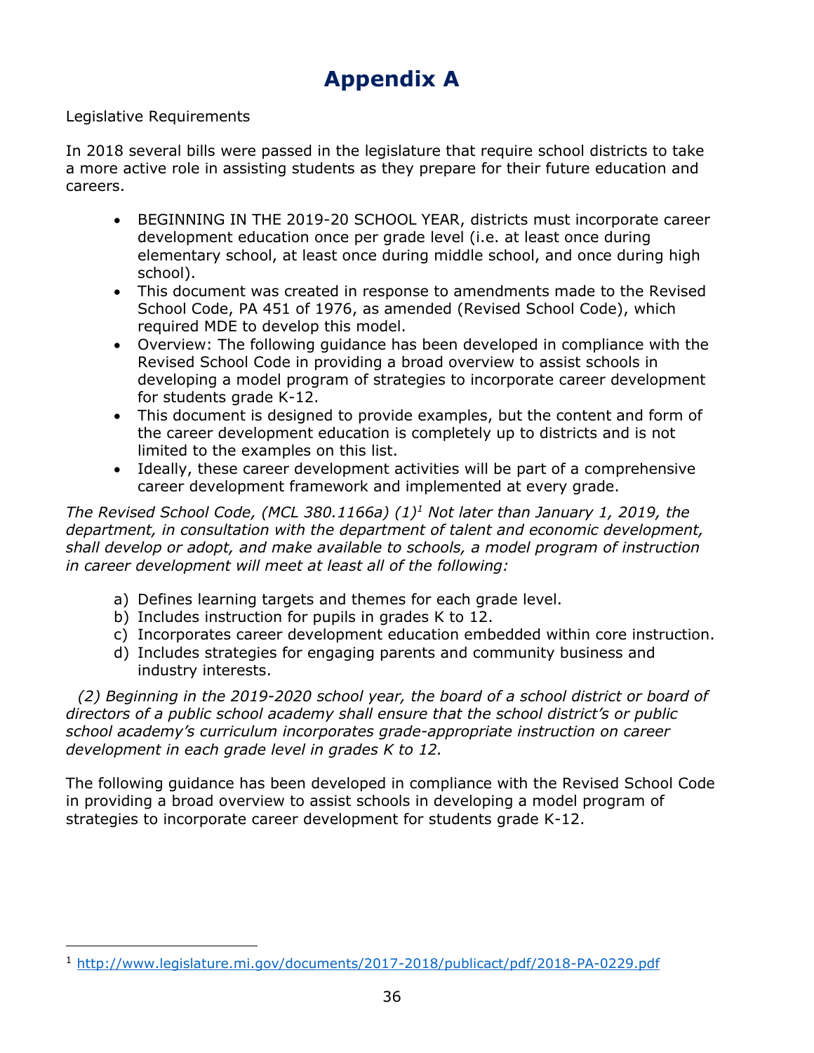# Appendix A

Legislative Requirements

In 2018 several bills were passed in the legislature that require school districts to take a more active role in assisting students as they prepare for their future education and careers.

- BEGINNING IN THE 2019-20 SCHOOL YEAR, districts must incorporate career development education once per grade level (i.e. at least once during elementary school, at least once during middle school, and once during high school).
- This document was created in response to amendments made to the Revised School Code, PA 451 of 1976, as amended (Revised School Code), which required MDE to develop this model.
- Overview: The following guidance has been developed in compliance with the Revised School Code in providing a broad overview to assist schools in developing a model program of strategies to incorporate career development for students grade K-12.
- This document is designed to provide examples, but the content and form of the career development education is completely up to districts and is not limited to the examples on this list.
- Ideally, these career development activities will be part of a comprehensive career development framework and implemented at every grade.

*The Revised School Code, (MCL 380.1166a) (1)[1] Not later than January 1, 2019, the department, in consultation with the department of talent and economic development, shall develop or adopt, and make available to schools, a model program of instruction in career development will meet at least all of the following:*

a) Defines learning targets and themes for each grade level.
b) Includes instruction for pupils in grades K to 12.
c) Incorporates career development education embedded within core instruction.
d) Includes strategies for engaging parents and community business and industry interests.

*(2) Beginning in the 2019-2020 school year, the board of a school district or board of directors of a public school academy shall ensure that the school district's or public school academy's curriculum incorporates grade-appropriate instruction on career development in each grade level in grades K to 12.*

The following guidance has been developed in compliance with the Revised School Code in providing a broad overview to assist schools in developing a model program of strategies to incorporate career development for students grade K-12.

[1] http://www.legislature.mi.gov/documents/2017-2018/publicact/pdf/2018-PA-0229.pdf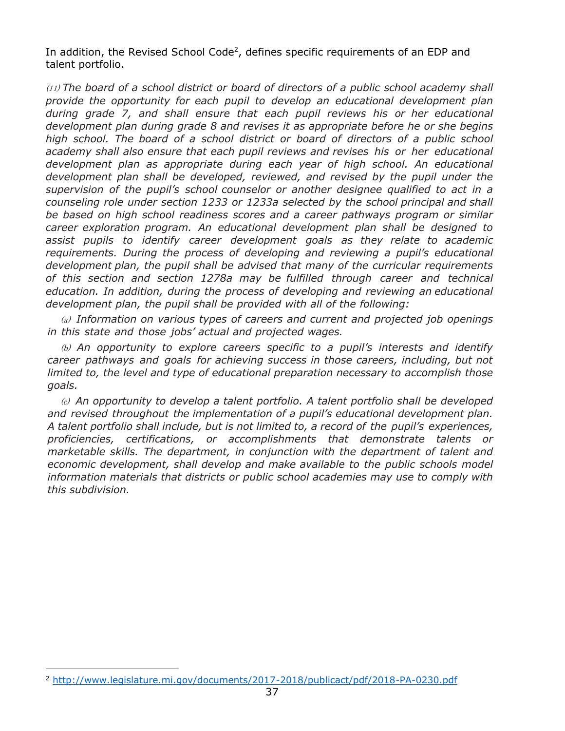In addition, the Revised School Code[2], defines specific requirements of an EDP and talent portfolio.

*(11) The board of a school district or board of directors of a public school academy shall provide the opportunity for each pupil to develop an educational development plan during grade 7, and shall ensure that each pupil reviews his or her educational development plan during grade 8 and revises it as appropriate before he or she begins high school. The board of a school district or board of directors of a public school academy shall also ensure that each pupil reviews and revises his or her educational development plan as appropriate during each year of high school. An educational development plan shall be developed, reviewed, and revised by the pupil under the supervision of the pupil's school counselor or another designee qualified to act in a counseling role under section 1233 or 1233a selected by the school principal and shall be based on high school readiness scores and a career pathways program or similar career exploration program. An educational development plan shall be designed to assist pupils to identify career development goals as they relate to academic requirements. During the process of developing and reviewing a pupil's educational development plan, the pupil shall be advised that many of the curricular requirements of this section and section 1278a may be fulfilled through career and technical education. In addition, during the process of developing and reviewing an educational development plan, the pupil shall be provided with all of the following:*

*(a) Information on various types of careers and current and projected job openings in this state and those jobs' actual and projected wages.*

*(b) An opportunity to explore careers specific to a pupil's interests and identify career pathways and goals for achieving success in those careers, including, but not limited to, the level and type of educational preparation necessary to accomplish those goals.*

*(c) An opportunity to develop a talent portfolio. A talent portfolio shall be developed and revised throughout the implementation of a pupil's educational development plan. A talent portfolio shall include, but is not limited to, a record of the pupil's experiences, proficiencies, certifications, or accomplishments that demonstrate talents or marketable skills. The department, in conjunction with the department of talent and economic development, shall develop and make available to the public schools model information materials that districts or public school academies may use to comply with this subdivision.*

[2] http://www.legislature.mi.gov/documents/2017-2018/publicact/pdf/2018-PA-0230.pdf